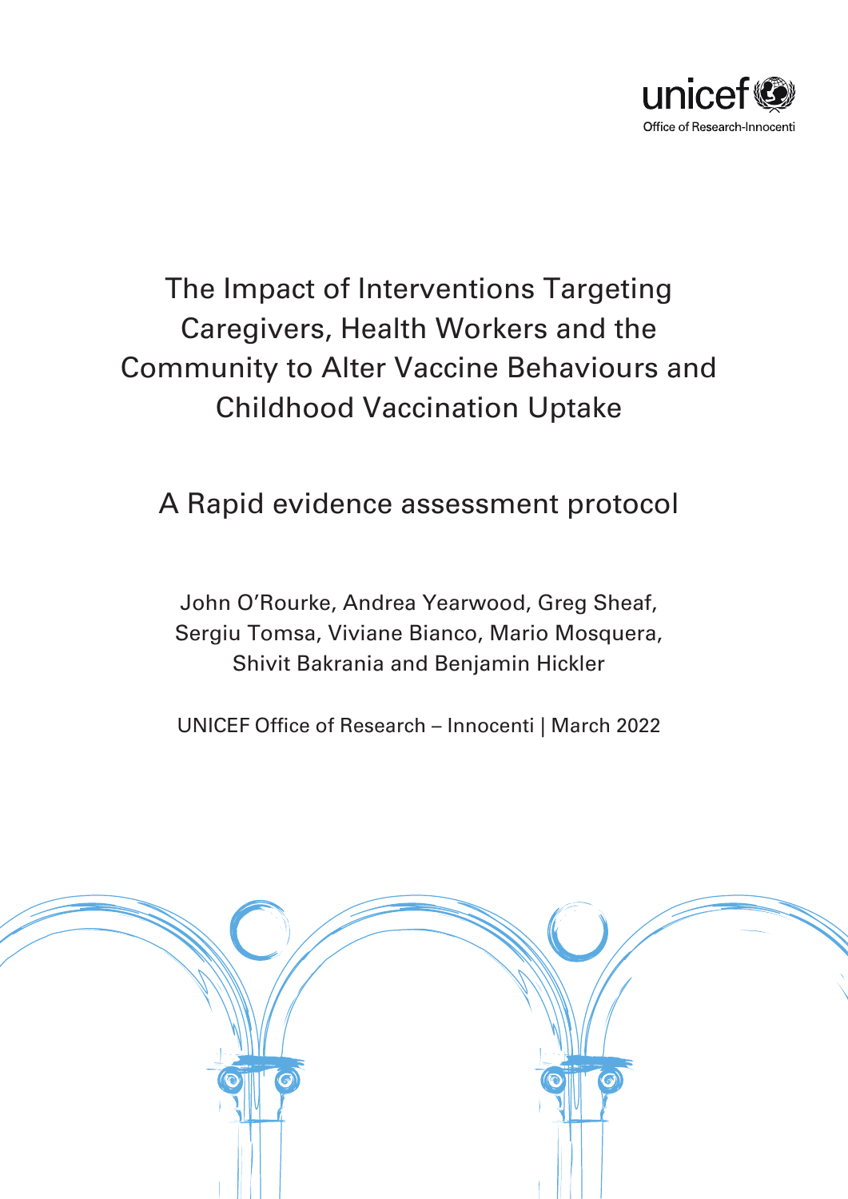unicef Office of Research-Innocenti

# The Impact of Interventions Targeting Caregivers, Health Workers and the Community to Alter Vaccine Behaviours and Childhood Vaccination Uptake

## A Rapid evidence assessment protocol

John O'Rourke, Andrea Yearwood, Greg Sheaf, Sergiu Tomsa, Viviane Bianco, Mario Mosquera, Shivit Bakrania and Benjamin Hickler

UNICEF Office of Research – Innocenti | March 2022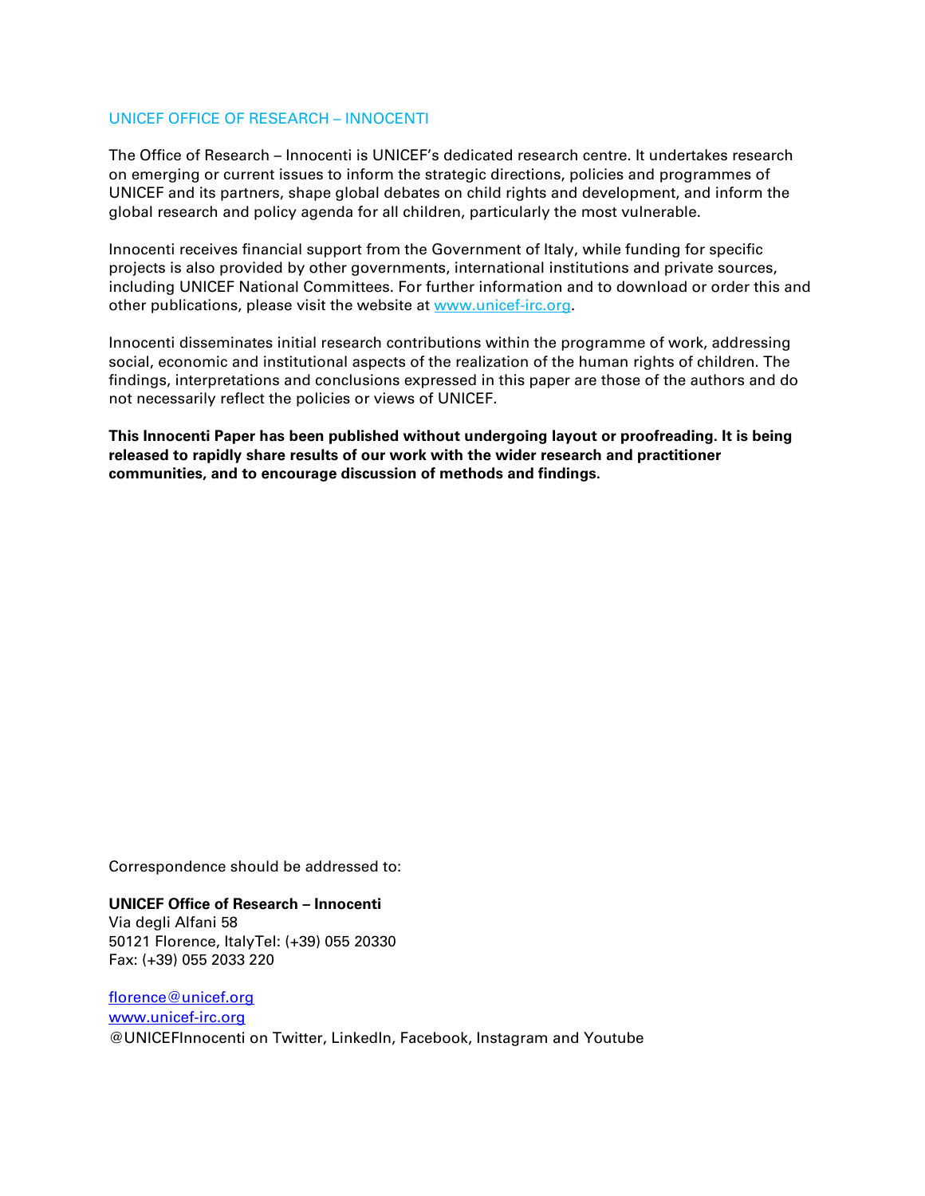## UNICEF OFFICE OF RESEARCH – INNOCENTI

The Office of Research – Innocenti is UNICEF's dedicated research centre. It undertakes research on emerging or current issues to inform the strategic directions, policies and programmes of UNICEF and its partners, shape global debates on child rights and development, and inform the global research and policy agenda for all children, particularly the most vulnerable.

Innocenti receives financial support from the Government of Italy, while funding for specific projects is also provided by other governments, international institutions and private sources, including UNICEF National Committees. For further information and to download or order this and other publications, please visit the website at www.unicef-irc.org.

Innocenti disseminates initial research contributions within the programme of work, addressing social, economic and institutional aspects of the realization of the human rights of children. The findings, interpretations and conclusions expressed in this paper are those of the authors and do not necessarily reflect the policies or views of UNICEF.

**This Innocenti Paper has been published without undergoing layout or proofreading. It is being released to rapidly share results of our work with the wider research and practitioner communities, and to encourage discussion of methods and findings.**

Correspondence should be addressed to:

**UNICEF Office of Research – Innocenti**
Via degli Alfani 58
50121 Florence, ItalyTel: (+39) 055 20330
Fax: (+39) 055 2033 220

florence@unicef.org
www.unicef-irc.org
@UNICEFInnocenti on Twitter, LinkedIn, Facebook, Instagram and Youtube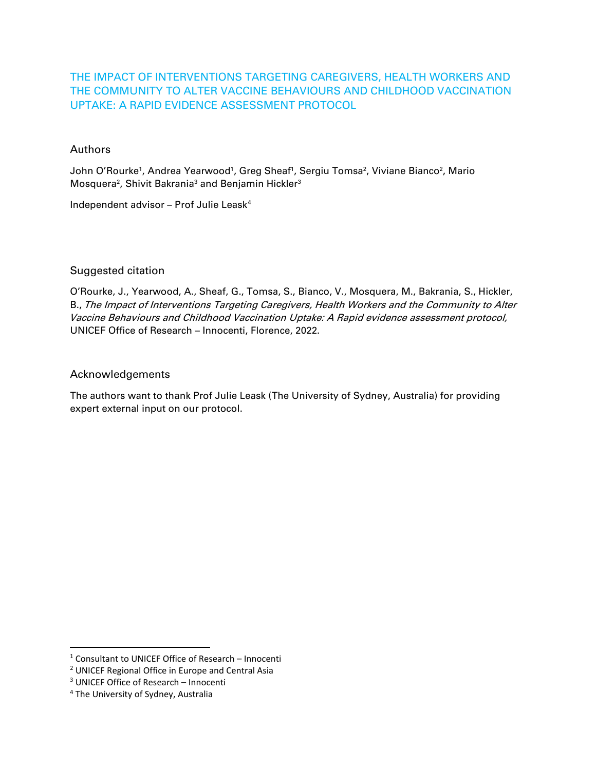# THE IMPACT OF INTERVENTIONS TARGETING CAREGIVERS, HEALTH WORKERS AND THE COMMUNITY TO ALTER VACCINE BEHAVIOURS AND CHILDHOOD VACCINATION UPTAKE: A RAPID EVIDENCE ASSESSMENT PROTOCOL

## Authors

John O'Rourke[1], Andrea Yearwood[1], Greg Sheaf[1], Sergiu Tomsa[2], Viviane Bianco[2], Mario Mosquera[2], Shivit Bakrania[3] and Benjamin Hickler[3]

Independent advisor – Prof Julie Leask[4]

## Suggested citation

O'Rourke, J., Yearwood, A., Sheaf, G., Tomsa, S., Bianco, V., Mosquera, M., Bakrania, S., Hickler, B., *The Impact of Interventions Targeting Caregivers, Health Workers and the Community to Alter Vaccine Behaviours and Childhood Vaccination Uptake: A Rapid evidence assessment protocol,* UNICEF Office of Research – Innocenti, Florence, 2022.

## Acknowledgements

The authors want to thank Prof Julie Leask (The University of Sydney, Australia) for providing expert external input on our protocol.

---

[1] Consultant to UNICEF Office of Research – Innocenti
[2] UNICEF Regional Office in Europe and Central Asia
[3] UNICEF Office of Research – Innocenti
[4] The University of Sydney, Australia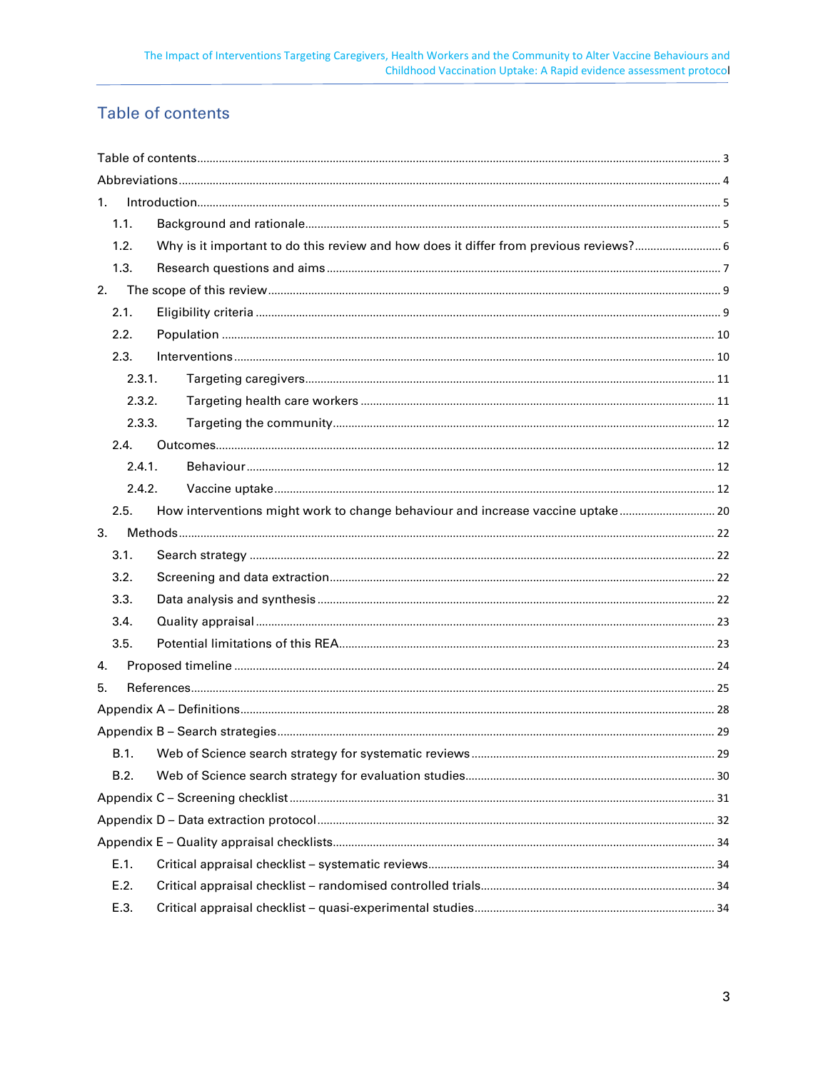## Table of contents

Table of contents ... 3
Abbreviations ... 4
1. Introduction ... 5
   1.1. Background and rationale ... 5
   1.2. Why is it important to do this review and how does it differ from previous reviews? ... 6
   1.3. Research questions and aims ... 7
2. The scope of this review ... 9
   2.1. Eligibility criteria ... 9
   2.2. Population ... 10
   2.3. Interventions ... 10
      2.3.1. Targeting caregivers ... 11
      2.3.2. Targeting health care workers ... 11
      2.3.3. Targeting the community ... 12
   2.4. Outcomes ... 12
      2.4.1. Behaviour ... 12
      2.4.2. Vaccine uptake ... 12
   2.5. How interventions might work to change behaviour and increase vaccine uptake ... 20
3. Methods ... 22
   3.1. Search strategy ... 22
   3.2. Screening and data extraction ... 22
   3.3. Data analysis and synthesis ... 22
   3.4. Quality appraisal ... 23
   3.5. Potential limitations of this REA ... 23
4. Proposed timeline ... 24
5. References ... 25
Appendix A – Definitions ... 28
Appendix B – Search strategies ... 29
   B.1. Web of Science search strategy for systematic reviews ... 29
   B.2. Web of Science search strategy for evaluation studies ... 30
Appendix C – Screening checklist ... 31
Appendix D – Data extraction protocol ... 32
Appendix E – Quality appraisal checklists ... 34
   E.1. Critical appraisal checklist – systematic reviews ... 34
   E.2. Critical appraisal checklist – randomised controlled trials ... 34
   E.3. Critical appraisal checklist – quasi-experimental studies ... 34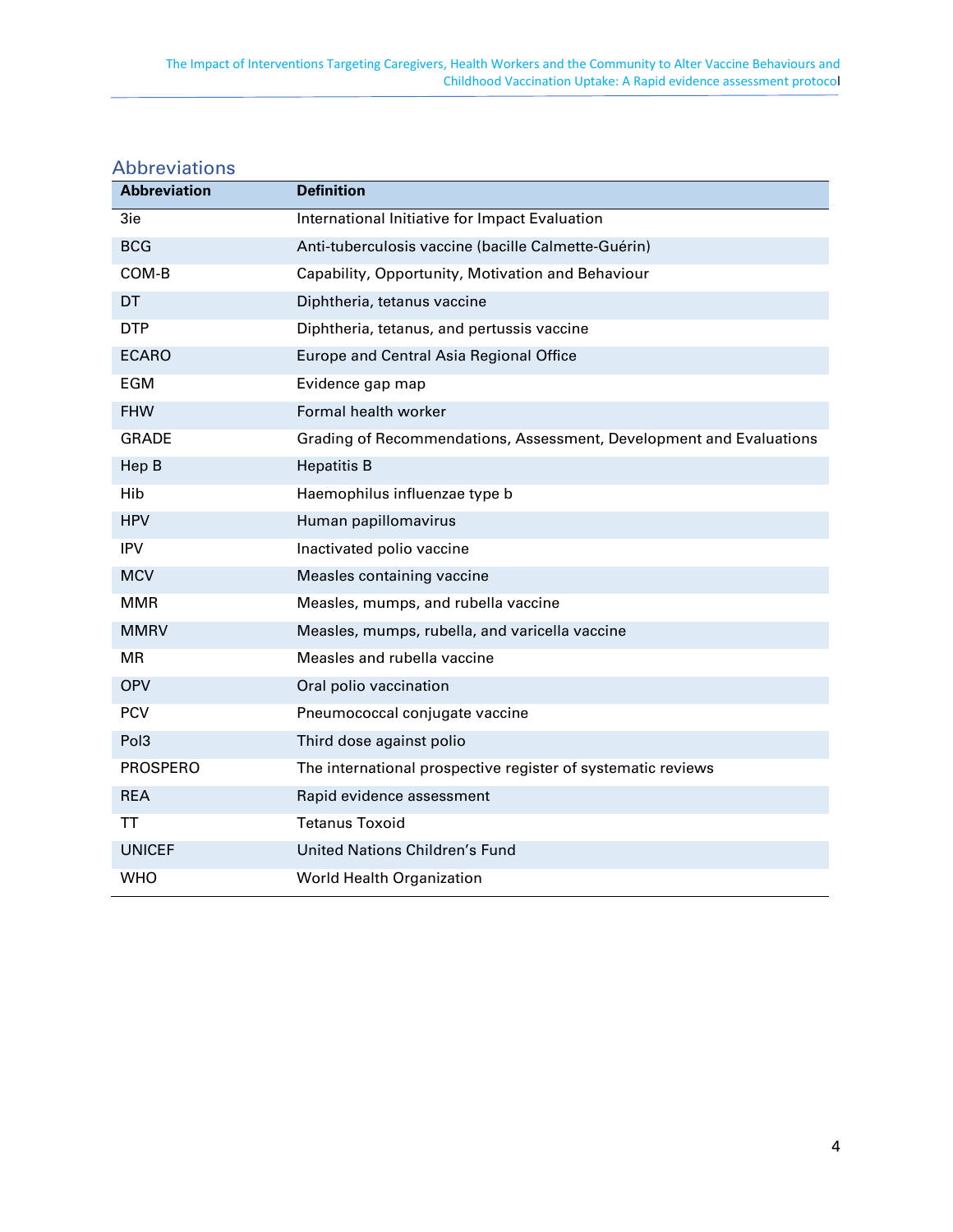## Abbreviations

| Abbreviation | Definition |
|---|---|
| 3ie | International Initiative for Impact Evaluation |
| BCG | Anti-tuberculosis vaccine (bacille Calmette-Guérin) |
| COM-B | Capability, Opportunity, Motivation and Behaviour |
| DT | Diphtheria, tetanus vaccine |
| DTP | Diphtheria, tetanus, and pertussis vaccine |
| ECARO | Europe and Central Asia Regional Office |
| EGM | Evidence gap map |
| FHW | Formal health worker |
| GRADE | Grading of Recommendations, Assessment, Development and Evaluations |
| Hep B | Hepatitis B |
| Hib | Haemophilus influenzae type b |
| HPV | Human papillomavirus |
| IPV | Inactivated polio vaccine |
| MCV | Measles containing vaccine |
| MMR | Measles, mumps, and rubella vaccine |
| MMRV | Measles, mumps, rubella, and varicella vaccine |
| MR | Measles and rubella vaccine |
| OPV | Oral polio vaccination |
| PCV | Pneumococcal conjugate vaccine |
| Pol3 | Third dose against polio |
| PROSPERO | The international prospective register of systematic reviews |
| REA | Rapid evidence assessment |
| TT | Tetanus Toxoid |
| UNICEF | United Nations Children's Fund |
| WHO | World Health Organization |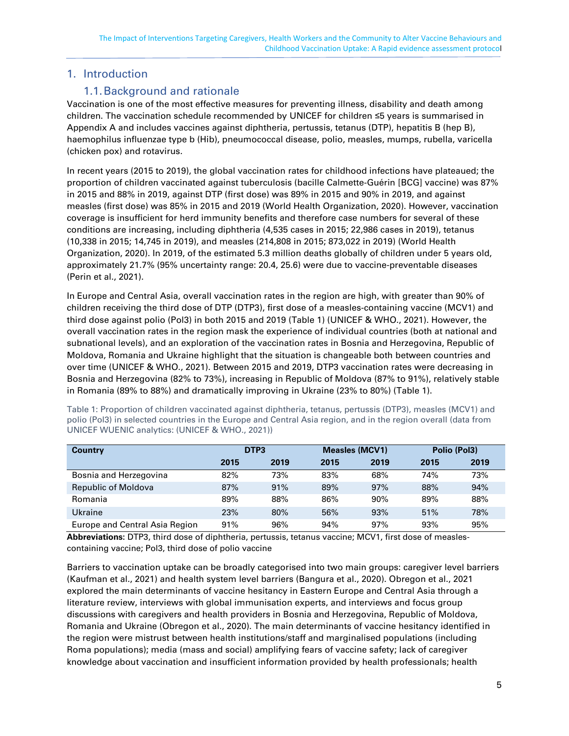# 1. Introduction

## 1.1. Background and rationale

Vaccination is one of the most effective measures for preventing illness, disability and death among children. The vaccination schedule recommended by UNICEF for children ≤5 years is summarised in Appendix A and includes vaccines against diphtheria, pertussis, tetanus (DTP), hepatitis B (hep B), haemophilus influenzae type b (Hib), pneumococcal disease, polio, measles, mumps, rubella, varicella (chicken pox) and rotavirus.

In recent years (2015 to 2019), the global vaccination rates for childhood infections have plateaued; the proportion of children vaccinated against tuberculosis (bacille Calmette-Guérin [BCG] vaccine) was 87% in 2015 and 88% in 2019, against DTP (first dose) was 89% in 2015 and 90% in 2019, and against measles (first dose) was 85% in 2015 and 2019 (World Health Organization, 2020). However, vaccination coverage is insufficient for herd immunity benefits and therefore case numbers for several of these conditions are increasing, including diphtheria (4,535 cases in 2015; 22,986 cases in 2019), tetanus (10,338 in 2015; 14,745 in 2019), and measles (214,808 in 2015; 873,022 in 2019) (World Health Organization, 2020). In 2019, of the estimated 5.3 million deaths globally of children under 5 years old, approximately 21.7% (95% uncertainty range: 20.4, 25.6) were due to vaccine-preventable diseases (Perin et al., 2021).

In Europe and Central Asia, overall vaccination rates in the region are high, with greater than 90% of children receiving the third dose of DTP (DTP3), first dose of a measles-containing vaccine (MCV1) and third dose against polio (Pol3) in both 2015 and 2019 (Table 1) (UNICEF & WHO., 2021). However, the overall vaccination rates in the region mask the experience of individual countries (both at national and subnational levels), and an exploration of the vaccination rates in Bosnia and Herzegovina, Republic of Moldova, Romania and Ukraine highlight that the situation is changeable both between countries and over time (UNICEF & WHO., 2021). Between 2015 and 2019, DTP3 vaccination rates were decreasing in Bosnia and Herzegovina (82% to 73%), increasing in Republic of Moldova (87% to 91%), relatively stable in Romania (89% to 88%) and dramatically improving in Ukraine (23% to 80%) (Table 1).

Table 1: Proportion of children vaccinated against diphtheria, tetanus, pertussis (DTP3), measles (MCV1) and polio (Pol3) in selected countries in the Europe and Central Asia region, and in the region overall (data from UNICEF WUENIC analytics: (UNICEF & WHO., 2021))

| Country | DTP3 | | Measles (MCV1) | | Polio (Pol3) | |
|---|---|---|---|---|---|---|
| | 2015 | 2019 | 2015 | 2019 | 2015 | 2019 |
| Bosnia and Herzegovina | 82% | 73% | 83% | 68% | 74% | 73% |
| Republic of Moldova | 87% | 91% | 89% | 97% | 88% | 94% |
| Romania | 89% | 88% | 86% | 90% | 89% | 88% |
| Ukraine | 23% | 80% | 56% | 93% | 51% | 78% |
| Europe and Central Asia Region | 91% | 96% | 94% | 97% | 93% | 95% |

**Abbreviations:** DTP3, third dose of diphtheria, pertussis, tetanus vaccine; MCV1, first dose of measles-containing vaccine; Pol3, third dose of polio vaccine

Barriers to vaccination uptake can be broadly categorised into two main groups: caregiver level barriers (Kaufman et al., 2021) and health system level barriers (Bangura et al., 2020). Obregon et al., 2021 explored the main determinants of vaccine hesitancy in Eastern Europe and Central Asia through a literature review, interviews with global immunisation experts, and interviews and focus group discussions with caregivers and health providers in Bosnia and Herzegovina, Republic of Moldova, Romania and Ukraine (Obregon et al., 2020). The main determinants of vaccine hesitancy identified in the region were mistrust between health institutions/staff and marginalised populations (including Roma populations); media (mass and social) amplifying fears of vaccine safety; lack of caregiver knowledge about vaccination and insufficient information provided by health professionals; health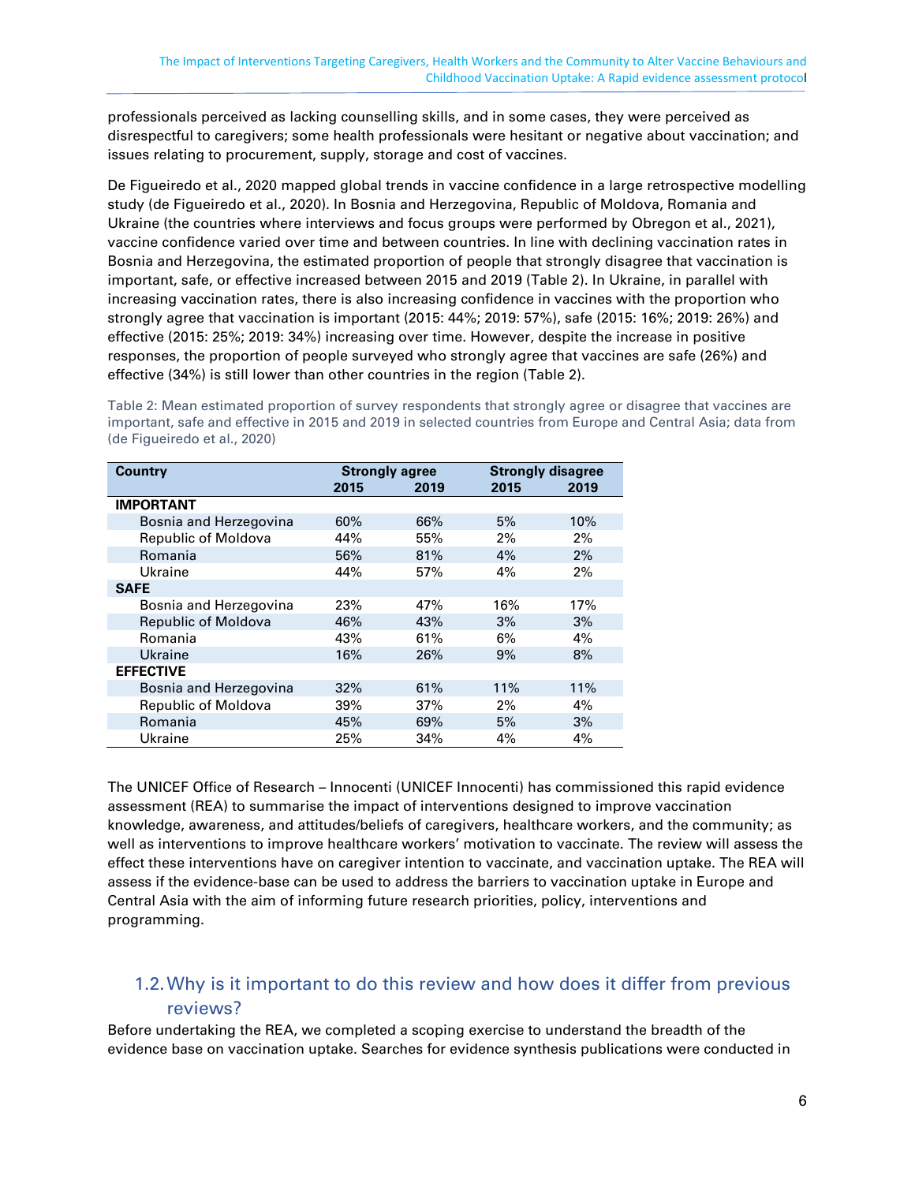professionals perceived as lacking counselling skills, and in some cases, they were perceived as disrespectful to caregivers; some health professionals were hesitant or negative about vaccination; and issues relating to procurement, supply, storage and cost of vaccines.

De Figueiredo et al., 2020 mapped global trends in vaccine confidence in a large retrospective modelling study (de Figueiredo et al., 2020). In Bosnia and Herzegovina, Republic of Moldova, Romania and Ukraine (the countries where interviews and focus groups were performed by Obregon et al., 2021), vaccine confidence varied over time and between countries. In line with declining vaccination rates in Bosnia and Herzegovina, the estimated proportion of people that strongly disagree that vaccination is important, safe, or effective increased between 2015 and 2019 (Table 2). In Ukraine, in parallel with increasing vaccination rates, there is also increasing confidence in vaccines with the proportion who strongly agree that vaccination is important (2015: 44%; 2019: 57%), safe (2015: 16%; 2019: 26%) and effective (2015: 25%; 2019: 34%) increasing over time. However, despite the increase in positive responses, the proportion of people surveyed who strongly agree that vaccines are safe (26%) and effective (34%) is still lower than other countries in the region (Table 2).

Table 2: Mean estimated proportion of survey respondents that strongly agree or disagree that vaccines are important, safe and effective in 2015 and 2019 in selected countries from Europe and Central Asia; data from (de Figueiredo et al., 2020)

| Country | Strongly agree | | Strongly disagree | |
|---|---|---|---|---|
| | 2015 | 2019 | 2015 | 2019 |
| **IMPORTANT** | | | | |
| Bosnia and Herzegovina | 60% | 66% | 5% | 10% |
| Republic of Moldova | 44% | 55% | 2% | 2% |
| Romania | 56% | 81% | 4% | 2% |
| Ukraine | 44% | 57% | 4% | 2% |
| **SAFE** | | | | |
| Bosnia and Herzegovina | 23% | 47% | 16% | 17% |
| Republic of Moldova | 46% | 43% | 3% | 3% |
| Romania | 43% | 61% | 6% | 4% |
| Ukraine | 16% | 26% | 9% | 8% |
| **EFFECTIVE** | | | | |
| Bosnia and Herzegovina | 32% | 61% | 11% | 11% |
| Republic of Moldova | 39% | 37% | 2% | 4% |
| Romania | 45% | 69% | 5% | 3% |
| Ukraine | 25% | 34% | 4% | 4% |

The UNICEF Office of Research – Innocenti (UNICEF Innocenti) has commissioned this rapid evidence assessment (REA) to summarise the impact of interventions designed to improve vaccination knowledge, awareness, and attitudes/beliefs of caregivers, healthcare workers, and the community; as well as interventions to improve healthcare workers' motivation to vaccinate. The review will assess the effect these interventions have on caregiver intention to vaccinate, and vaccination uptake. The REA will assess if the evidence-base can be used to address the barriers to vaccination uptake in Europe and Central Asia with the aim of informing future research priorities, policy, interventions and programming.

## 1.2. Why is it important to do this review and how does it differ from previous reviews?

Before undertaking the REA, we completed a scoping exercise to understand the breadth of the evidence base on vaccination uptake. Searches for evidence synthesis publications were conducted in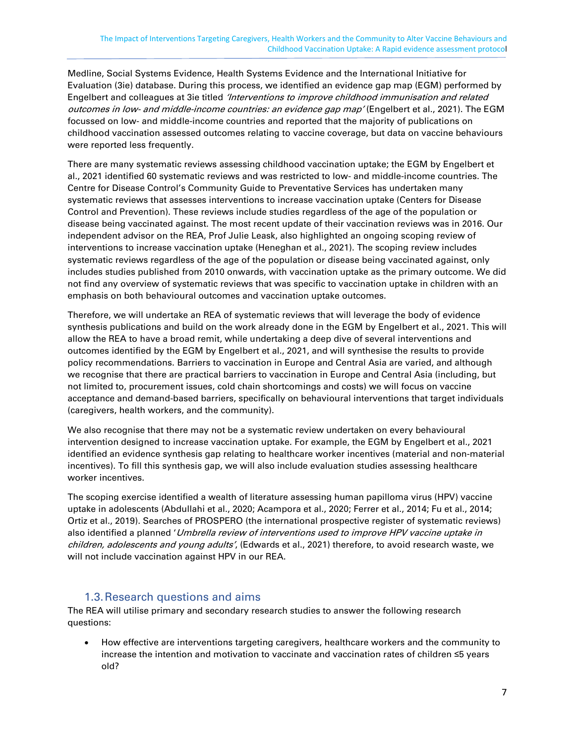Medline, Social Systems Evidence, Health Systems Evidence and the International Initiative for Evaluation (3ie) database. During this process, we identified an evidence gap map (EGM) performed by Engelbert and colleagues at 3ie titled *'Interventions to improve childhood immunisation and related outcomes in low- and middle-income countries: an evidence gap map'* (Engelbert et al., 2021). The EGM focussed on low- and middle-income countries and reported that the majority of publications on childhood vaccination assessed outcomes relating to vaccine coverage, but data on vaccine behaviours were reported less frequently.

There are many systematic reviews assessing childhood vaccination uptake; the EGM by Engelbert et al., 2021 identified 60 systematic reviews and was restricted to low- and middle-income countries. The Centre for Disease Control's Community Guide to Preventative Services has undertaken many systematic reviews that assesses interventions to increase vaccination uptake (Centers for Disease Control and Prevention). These reviews include studies regardless of the age of the population or disease being vaccinated against. The most recent update of their vaccination reviews was in 2016. Our independent advisor on the REA, Prof Julie Leask, also highlighted an ongoing scoping review of interventions to increase vaccination uptake (Heneghan et al., 2021). The scoping review includes systematic reviews regardless of the age of the population or disease being vaccinated against, only includes studies published from 2010 onwards, with vaccination uptake as the primary outcome. We did not find any overview of systematic reviews that was specific to vaccination uptake in children with an emphasis on both behavioural outcomes and vaccination uptake outcomes.

Therefore, we will undertake an REA of systematic reviews that will leverage the body of evidence synthesis publications and build on the work already done in the EGM by Engelbert et al., 2021. This will allow the REA to have a broad remit, while undertaking a deep dive of several interventions and outcomes identified by the EGM by Engelbert et al., 2021, and will synthesise the results to provide policy recommendations. Barriers to vaccination in Europe and Central Asia are varied, and although we recognise that there are practical barriers to vaccination in Europe and Central Asia (including, but not limited to, procurement issues, cold chain shortcomings and costs) we will focus on vaccine acceptance and demand-based barriers, specifically on behavioural interventions that target individuals (caregivers, health workers, and the community).

We also recognise that there may not be a systematic review undertaken on every behavioural intervention designed to increase vaccination uptake. For example, the EGM by Engelbert et al., 2021 identified an evidence synthesis gap relating to healthcare worker incentives (material and non-material incentives). To fill this synthesis gap, we will also include evaluation studies assessing healthcare worker incentives.

The scoping exercise identified a wealth of literature assessing human papilloma virus (HPV) vaccine uptake in adolescents (Abdullahi et al., 2020; Acampora et al., 2020; Ferrer et al., 2014; Fu et al., 2014; Ortiz et al., 2019). Searches of PROSPERO (the international prospective register of systematic reviews) also identified a planned '*Umbrella review of interventions used to improve HPV vaccine uptake in children, adolescents and young adults*', (Edwards et al., 2021) therefore, to avoid research waste, we will not include vaccination against HPV in our REA.

## 1.3. Research questions and aims

The REA will utilise primary and secondary research studies to answer the following research questions:

- How effective are interventions targeting caregivers, healthcare workers and the community to increase the intention and motivation to vaccinate and vaccination rates of children ≤5 years old?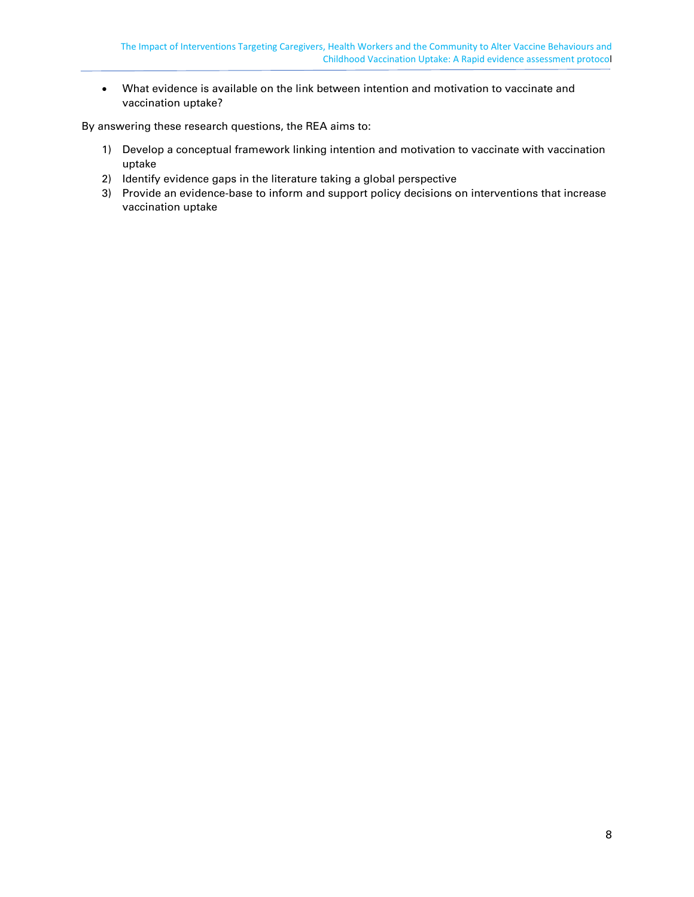- What evidence is available on the link between intention and motivation to vaccinate and vaccination uptake?

By answering these research questions, the REA aims to:

1) Develop a conceptual framework linking intention and motivation to vaccinate with vaccination uptake
2) Identify evidence gaps in the literature taking a global perspective
3) Provide an evidence-base to inform and support policy decisions on interventions that increase vaccination uptake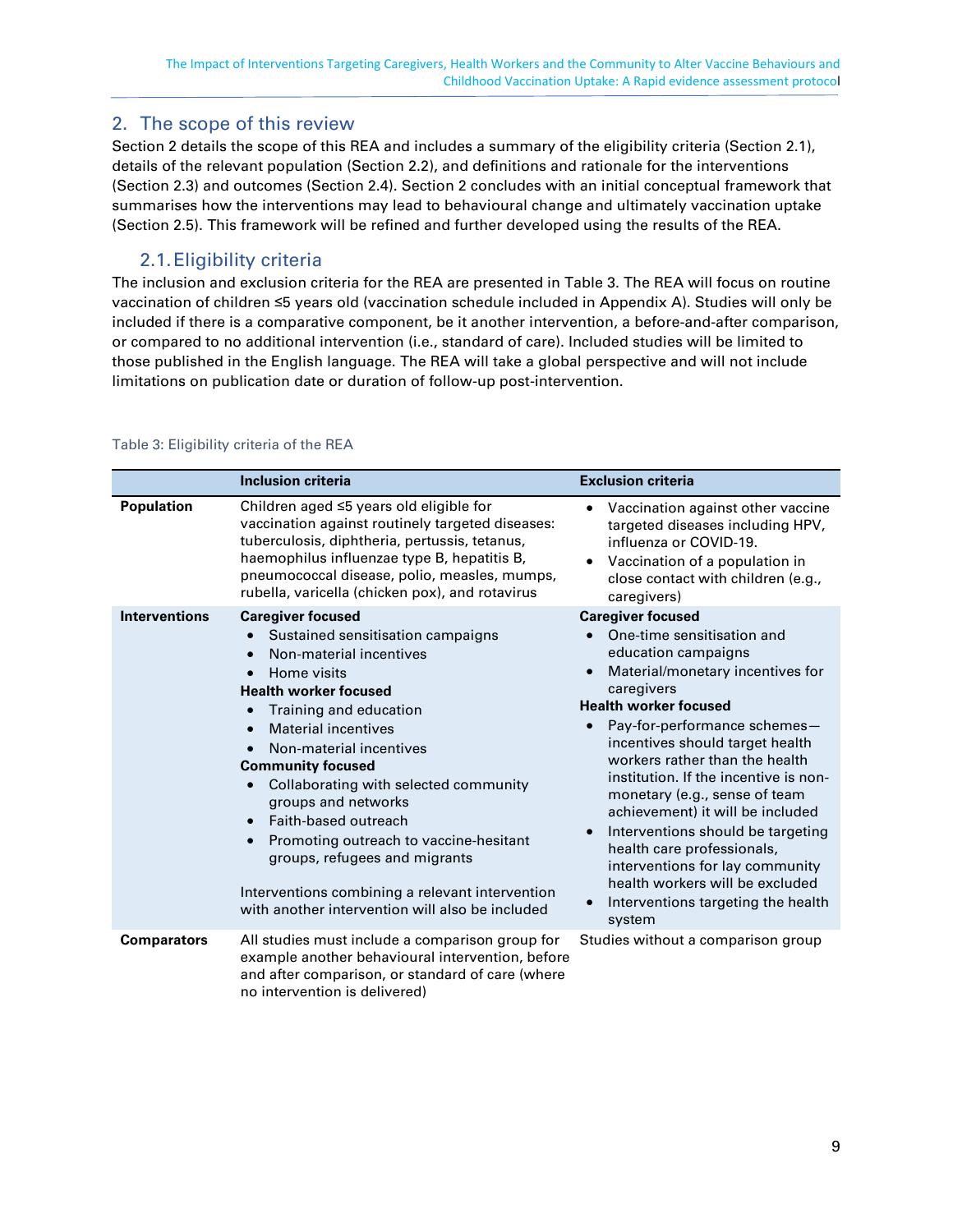## 2. The scope of this review

Section 2 details the scope of this REA and includes a summary of the eligibility criteria (Section 2.1), details of the relevant population (Section 2.2), and definitions and rationale for the interventions (Section 2.3) and outcomes (Section 2.4). Section 2 concludes with an initial conceptual framework that summarises how the interventions may lead to behavioural change and ultimately vaccination uptake (Section 2.5). This framework will be refined and further developed using the results of the REA.

### 2.1. Eligibility criteria

The inclusion and exclusion criteria for the REA are presented in Table 3. The REA will focus on routine vaccination of children ≤5 years old (vaccination schedule included in Appendix A). Studies will only be included if there is a comparative component, be it another intervention, a before-and-after comparison, or compared to no additional intervention (i.e., standard of care). Included studies will be limited to those published in the English language. The REA will take a global perspective and will not include limitations on publication date or duration of follow-up post-intervention.

Table 3: Eligibility criteria of the REA

| | Inclusion criteria | Exclusion criteria |
|---|---|---|
| **Population** | Children aged ≤5 years old eligible for vaccination against routinely targeted diseases: tuberculosis, diphtheria, pertussis, tetanus, haemophilus influenzae type B, hepatitis B, pneumococcal disease, polio, measles, mumps, rubella, varicella (chicken pox), and rotavirus | • Vaccination against other vaccine targeted diseases including HPV, influenza or COVID-19.<br>• Vaccination of a population in close contact with children (e.g., caregivers) |
| **Interventions** | **Caregiver focused**<br>• Sustained sensitisation campaigns<br>• Non-material incentives<br>• Home visits<br>**Health worker focused**<br>• Training and education<br>• Material incentives<br>• Non-material incentives<br>**Community focused**<br>• Collaborating with selected community groups and networks<br>• Faith-based outreach<br>• Promoting outreach to vaccine-hesitant groups, refugees and migrants<br><br>Interventions combining a relevant intervention with another intervention will also be included | **Caregiver focused**<br>• One-time sensitisation and education campaigns<br>• Material/monetary incentives for caregivers<br>**Health worker focused**<br>• Pay-for-performance schemes—incentives should target health workers rather than the health institution. If the incentive is non-monetary (e.g., sense of team achievement) it will be included<br>• Interventions should be targeting health care professionals, interventions for lay community health workers will be excluded<br>• Interventions targeting the health system |
| **Comparators** | All studies must include a comparison group for example another behavioural intervention, before and after comparison, or standard of care (where no intervention is delivered) | Studies without a comparison group |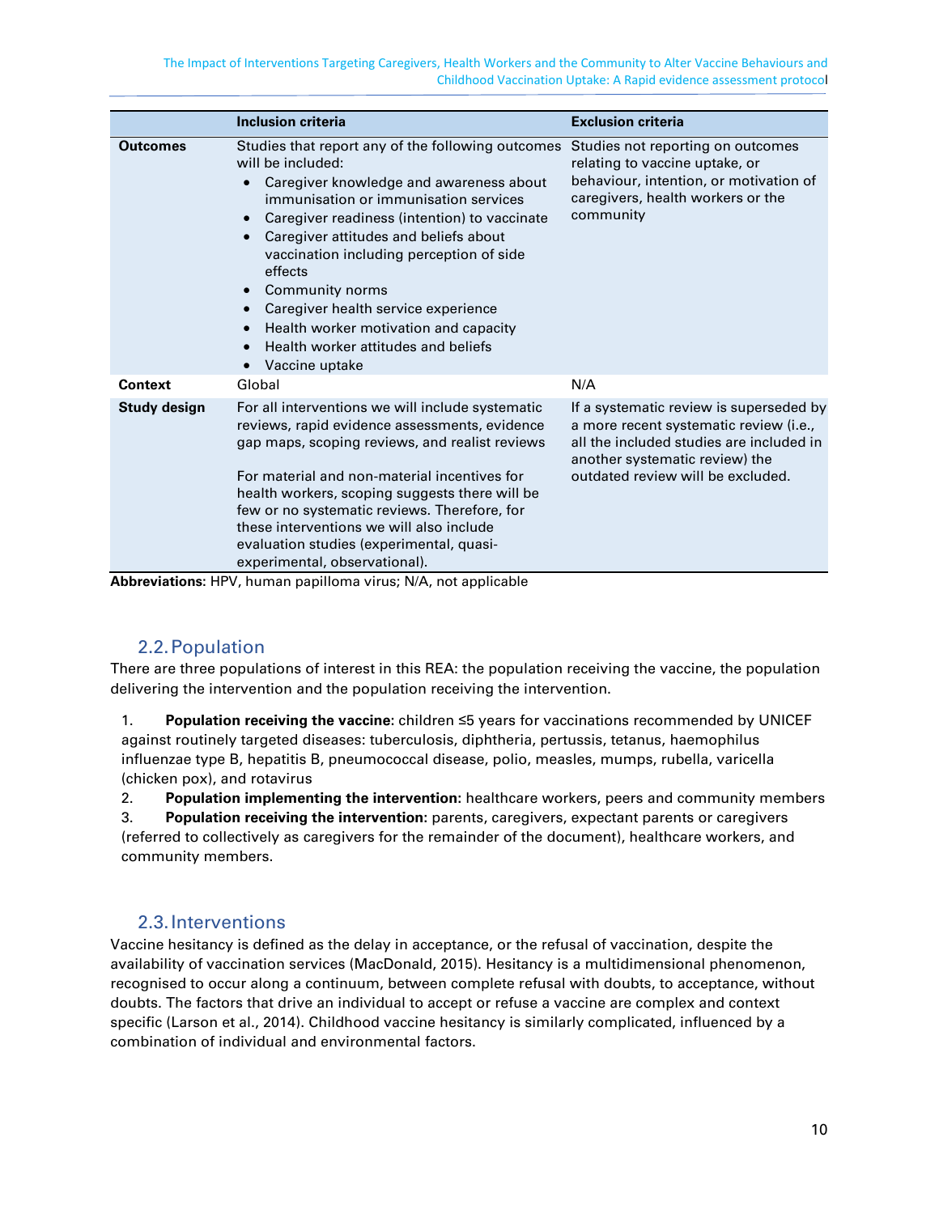| | Inclusion criteria | Exclusion criteria |
|---|---|---|
| **Outcomes** | Studies that report any of the following outcomes will be included:<br>• Caregiver knowledge and awareness about immunisation or immunisation services<br>• Caregiver readiness (intention) to vaccinate<br>• Caregiver attitudes and beliefs about vaccination including perception of side effects<br>• Community norms<br>• Caregiver health service experience<br>• Health worker motivation and capacity<br>• Health worker attitudes and beliefs<br>• Vaccine uptake | Studies not reporting on outcomes relating to vaccine uptake, or behaviour, intention, or motivation of caregivers, health workers or the community |
| **Context** | Global | N/A |
| **Study design** | For all interventions we will include systematic reviews, rapid evidence assessments, evidence gap maps, scoping reviews, and realist reviews<br><br>For material and non-material incentives for health workers, scoping suggests there will be few or no systematic reviews. Therefore, for these interventions we will also include evaluation studies (experimental, quasi-experimental, observational). | If a systematic review is superseded by a more recent systematic review (i.e., all the included studies are included in another systematic review) the outdated review will be excluded. |

**Abbreviations:** HPV, human papilloma virus; N/A, not applicable

## 2.2. Population

There are three populations of interest in this REA: the population receiving the vaccine, the population delivering the intervention and the population receiving the intervention.

1. **Population receiving the vaccine:** children ≤5 years for vaccinations recommended by UNICEF against routinely targeted diseases: tuberculosis, diphtheria, pertussis, tetanus, haemophilus influenzae type B, hepatitis B, pneumococcal disease, polio, measles, mumps, rubella, varicella (chicken pox), and rotavirus
2. **Population implementing the intervention:** healthcare workers, peers and community members
3. **Population receiving the intervention:** parents, caregivers, expectant parents or caregivers (referred to collectively as caregivers for the remainder of the document), healthcare workers, and community members.

## 2.3. Interventions

Vaccine hesitancy is defined as the delay in acceptance, or the refusal of vaccination, despite the availability of vaccination services (MacDonald, 2015). Hesitancy is a multidimensional phenomenon, recognised to occur along a continuum, between complete refusal with doubts, to acceptance, without doubts. The factors that drive an individual to accept or refuse a vaccine are complex and context specific (Larson et al., 2014). Childhood vaccine hesitancy is similarly complicated, influenced by a combination of individual and environmental factors.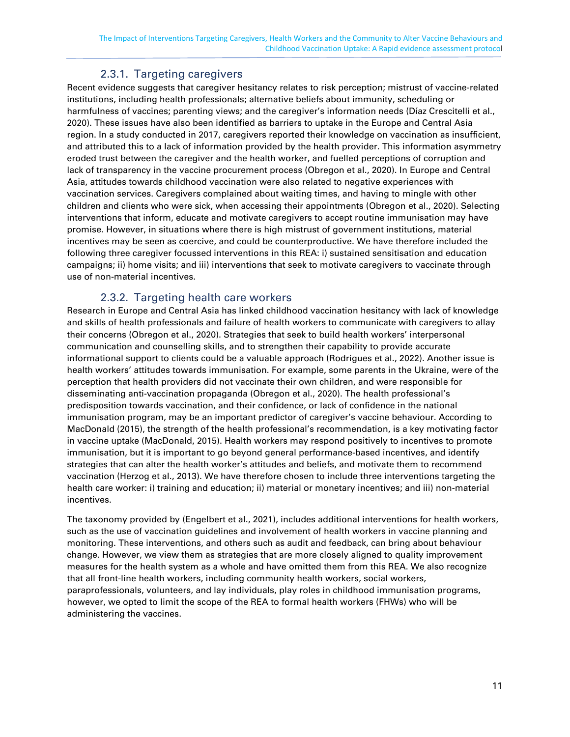### 2.3.1. Targeting caregivers

Recent evidence suggests that caregiver hesitancy relates to risk perception; mistrust of vaccine-related institutions, including health professionals; alternative beliefs about immunity, scheduling or harmfulness of vaccines; parenting views; and the caregiver's information needs (Díaz Crescitelli et al., 2020). These issues have also been identified as barriers to uptake in the Europe and Central Asia region. In a study conducted in 2017, caregivers reported their knowledge on vaccination as insufficient, and attributed this to a lack of information provided by the health provider. This information asymmetry eroded trust between the caregiver and the health worker, and fuelled perceptions of corruption and lack of transparency in the vaccine procurement process (Obregon et al., 2020). In Europe and Central Asia, attitudes towards childhood vaccination were also related to negative experiences with vaccination services. Caregivers complained about waiting times, and having to mingle with other children and clients who were sick, when accessing their appointments (Obregon et al., 2020). Selecting interventions that inform, educate and motivate caregivers to accept routine immunisation may have promise. However, in situations where there is high mistrust of government institutions, material incentives may be seen as coercive, and could be counterproductive. We have therefore included the following three caregiver focussed interventions in this REA: i) sustained sensitisation and education campaigns; ii) home visits; and iii) interventions that seek to motivate caregivers to vaccinate through use of non-material incentives.

### 2.3.2. Targeting health care workers

Research in Europe and Central Asia has linked childhood vaccination hesitancy with lack of knowledge and skills of health professionals and failure of health workers to communicate with caregivers to allay their concerns (Obregon et al., 2020). Strategies that seek to build health workers' interpersonal communication and counselling skills, and to strengthen their capability to provide accurate informational support to clients could be a valuable approach (Rodrigues et al., 2022). Another issue is health workers' attitudes towards immunisation. For example, some parents in the Ukraine, were of the perception that health providers did not vaccinate their own children, and were responsible for disseminating anti-vaccination propaganda (Obregon et al., 2020). The health professional's predisposition towards vaccination, and their confidence, or lack of confidence in the national immunisation program, may be an important predictor of caregiver's vaccine behaviour. According to MacDonald (2015), the strength of the health professional's recommendation, is a key motivating factor in vaccine uptake (MacDonald, 2015). Health workers may respond positively to incentives to promote immunisation, but it is important to go beyond general performance-based incentives, and identify strategies that can alter the health worker's attitudes and beliefs, and motivate them to recommend vaccination (Herzog et al., 2013). We have therefore chosen to include three interventions targeting the health care worker: i) training and education; ii) material or monetary incentives; and iii) non-material incentives.

The taxonomy provided by (Engelbert et al., 2021), includes additional interventions for health workers, such as the use of vaccination guidelines and involvement of health workers in vaccine planning and monitoring. These interventions, and others such as audit and feedback, can bring about behaviour change. However, we view them as strategies that are more closely aligned to quality improvement measures for the health system as a whole and have omitted them from this REA. We also recognize that all front-line health workers, including community health workers, social workers, paraprofessionals, volunteers, and lay individuals, play roles in childhood immunisation programs, however, we opted to limit the scope of the REA to formal health workers (FHWs) who will be administering the vaccines.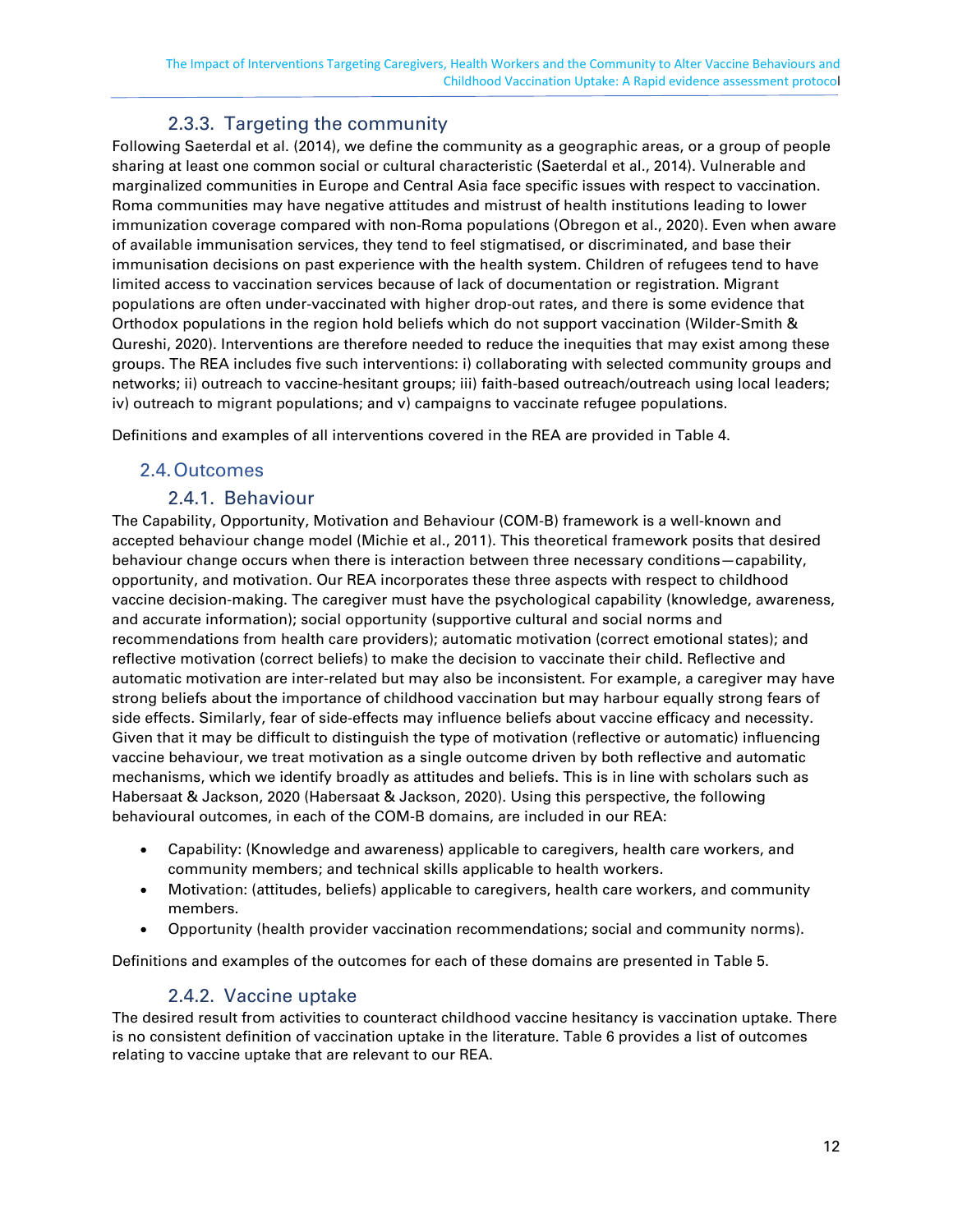### 2.3.3. Targeting the community

Following Saeterdal et al. (2014), we define the community as a geographic areas, or a group of people sharing at least one common social or cultural characteristic (Saeterdal et al., 2014). Vulnerable and marginalized communities in Europe and Central Asia face specific issues with respect to vaccination. Roma communities may have negative attitudes and mistrust of health institutions leading to lower immunization coverage compared with non-Roma populations (Obregon et al., 2020). Even when aware of available immunisation services, they tend to feel stigmatised, or discriminated, and base their immunisation decisions on past experience with the health system. Children of refugees tend to have limited access to vaccination services because of lack of documentation or registration. Migrant populations are often under-vaccinated with higher drop-out rates, and there is some evidence that Orthodox populations in the region hold beliefs which do not support vaccination (Wilder-Smith & Qureshi, 2020). Interventions are therefore needed to reduce the inequities that may exist among these groups. The REA includes five such interventions: i) collaborating with selected community groups and networks; ii) outreach to vaccine-hesitant groups; iii) faith-based outreach/outreach using local leaders; iv) outreach to migrant populations; and v) campaigns to vaccinate refugee populations.

Definitions and examples of all interventions covered in the REA are provided in Table 4.

## 2.4. Outcomes

### 2.4.1. Behaviour

The Capability, Opportunity, Motivation and Behaviour (COM-B) framework is a well-known and accepted behaviour change model (Michie et al., 2011). This theoretical framework posits that desired behaviour change occurs when there is interaction between three necessary conditions—capability, opportunity, and motivation. Our REA incorporates these three aspects with respect to childhood vaccine decision-making. The caregiver must have the psychological capability (knowledge, awareness, and accurate information); social opportunity (supportive cultural and social norms and recommendations from health care providers); automatic motivation (correct emotional states); and reflective motivation (correct beliefs) to make the decision to vaccinate their child. Reflective and automatic motivation are inter-related but may also be inconsistent. For example, a caregiver may have strong beliefs about the importance of childhood vaccination but may harbour equally strong fears of side effects. Similarly, fear of side-effects may influence beliefs about vaccine efficacy and necessity. Given that it may be difficult to distinguish the type of motivation (reflective or automatic) influencing vaccine behaviour, we treat motivation as a single outcome driven by both reflective and automatic mechanisms, which we identify broadly as attitudes and beliefs. This is in line with scholars such as Habersaat & Jackson, 2020 (Habersaat & Jackson, 2020). Using this perspective, the following behavioural outcomes, in each of the COM-B domains, are included in our REA:

- Capability: (Knowledge and awareness) applicable to caregivers, health care workers, and community members; and technical skills applicable to health workers.
- Motivation: (attitudes, beliefs) applicable to caregivers, health care workers, and community members.
- Opportunity (health provider vaccination recommendations; social and community norms).

Definitions and examples of the outcomes for each of these domains are presented in Table 5.

### 2.4.2. Vaccine uptake

The desired result from activities to counteract childhood vaccine hesitancy is vaccination uptake. There is no consistent definition of vaccination uptake in the literature. Table 6 provides a list of outcomes relating to vaccine uptake that are relevant to our REA.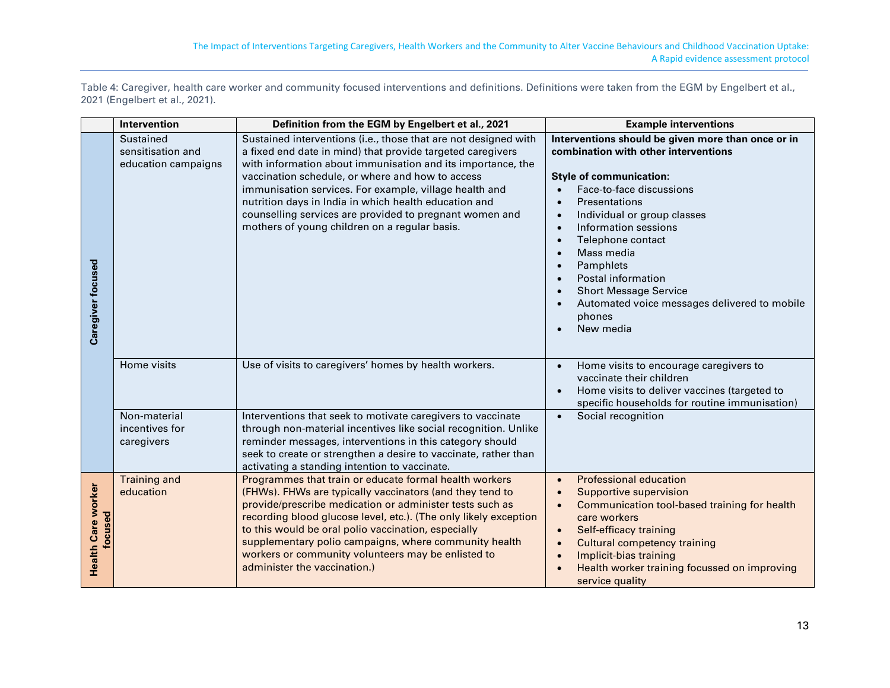Table 4: Caregiver, health care worker and community focused interventions and definitions. Definitions were taken from the EGM by Engelbert et al., 2021 (Engelbert et al., 2021).

| | Intervention | Definition from the EGM by Engelbert et al., 2021 | Example interventions |
|---|---|---|---|
| **Caregiver focused** | Sustained sensitisation and education campaigns | Sustained interventions (i.e., those that are not designed with a fixed end date in mind) that provide targeted caregivers with information about immunisation and its importance, the vaccination schedule, or where and how to access immunisation services. For example, village health and nutrition days in India in which health education and counselling services are provided to pregnant women and mothers of young children on a regular basis. | **Interventions should be given more than once or in combination with other interventions**<br><br>**Style of communication:**<br>• Face-to-face discussions<br>• Presentations<br>• Individual or group classes<br>• Information sessions<br>• Telephone contact<br>• Mass media<br>• Pamphlets<br>• Postal information<br>• Short Message Service<br>• Automated voice messages delivered to mobile phones<br>• New media |
| | Home visits | Use of visits to caregivers' homes by health workers. | • Home visits to encourage caregivers to vaccinate their children<br>• Home visits to deliver vaccines (targeted to specific households for routine immunisation) |
| | Non-material incentives for caregivers | Interventions that seek to motivate caregivers to vaccinate through non-material incentives like social recognition. Unlike reminder messages, interventions in this category should seek to create or strengthen a desire to vaccinate, rather than activating a standing intention to vaccinate. | • Social recognition |
| **Health Care worker focused** | Training and education | Programmes that train or educate formal health workers (FHWs). FHWs are typically vaccinators (and they tend to provide/prescribe medication or administer tests such as recording blood glucose level, etc.). (The only likely exception to this would be oral polio vaccination, especially supplementary polio campaigns, where community health workers or community volunteers may be enlisted to administer the vaccination.) | • Professional education<br>• Supportive supervision<br>• Communication tool-based training for health care workers<br>• Self-efficacy training<br>• Cultural competency training<br>• Implicit-bias training<br>• Health worker training focussed on improving service quality |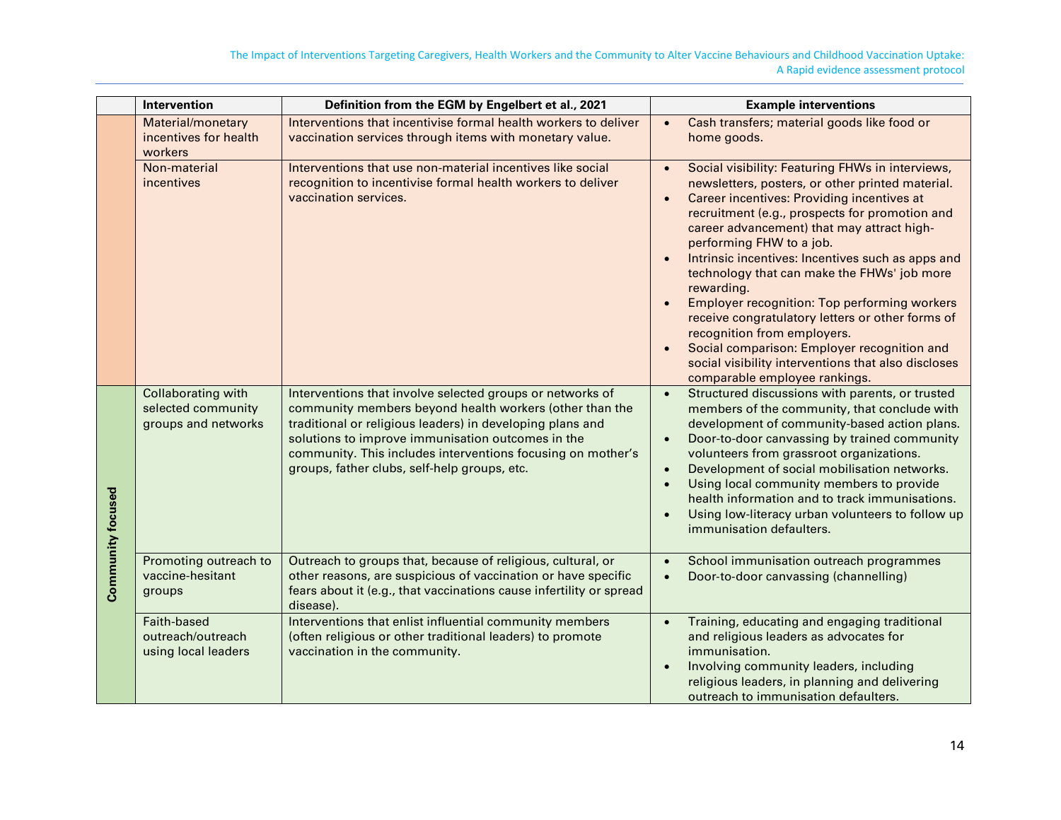| | Intervention | Definition from the EGM by Engelbert et al., 2021 | Example interventions |
|---|---|---|---|
| | Material/monetary incentives for health workers | Interventions that incentivise formal health workers to deliver vaccination services through items with monetary value. | • Cash transfers; material goods like food or home goods. |
| | Non-material incentives | Interventions that use non-material incentives like social recognition to incentivise formal health workers to deliver vaccination services. | • Social visibility: Featuring FHWs in interviews, newsletters, posters, or other printed material. <br> • Career incentives: Providing incentives at recruitment (e.g., prospects for promotion and career advancement) that may attract high-performing FHW to a job. <br> • Intrinsic incentives: Incentives such as apps and technology that can make the FHWs' job more rewarding. <br> • Employer recognition: Top performing workers receive congratulatory letters or other forms of recognition from employers. <br> • Social comparison: Employer recognition and social visibility interventions that also discloses comparable employee rankings. |
| Community focused | Collaborating with selected community groups and networks | Interventions that involve selected groups or networks of community members beyond health workers (other than the traditional or religious leaders) in developing plans and solutions to improve immunisation outcomes in the community. This includes interventions focusing on mother's groups, father clubs, self-help groups, etc. | • Structured discussions with parents, or trusted members of the community, that conclude with development of community-based action plans. <br> • Door-to-door canvassing by trained community volunteers from grassroot organizations. <br> • Development of social mobilisation networks. <br> • Using local community members to provide health information and to track immunisations. <br> • Using low-literacy urban volunteers to follow up immunisation defaulters. |
| | Promoting outreach to vaccine-hesitant groups | Outreach to groups that, because of religious, cultural, or other reasons, are suspicious of vaccination or have specific fears about it (e.g., that vaccinations cause infertility or spread disease). | • School immunisation outreach programmes <br> • Door-to-door canvassing (channelling) |
| | Faith-based outreach/outreach using local leaders | Interventions that enlist influential community members (often religious or other traditional leaders) to promote vaccination in the community. | • Training, educating and engaging traditional and religious leaders as advocates for immunisation. <br> • Involving community leaders, including religious leaders, in planning and delivering outreach to immunisation defaulters. |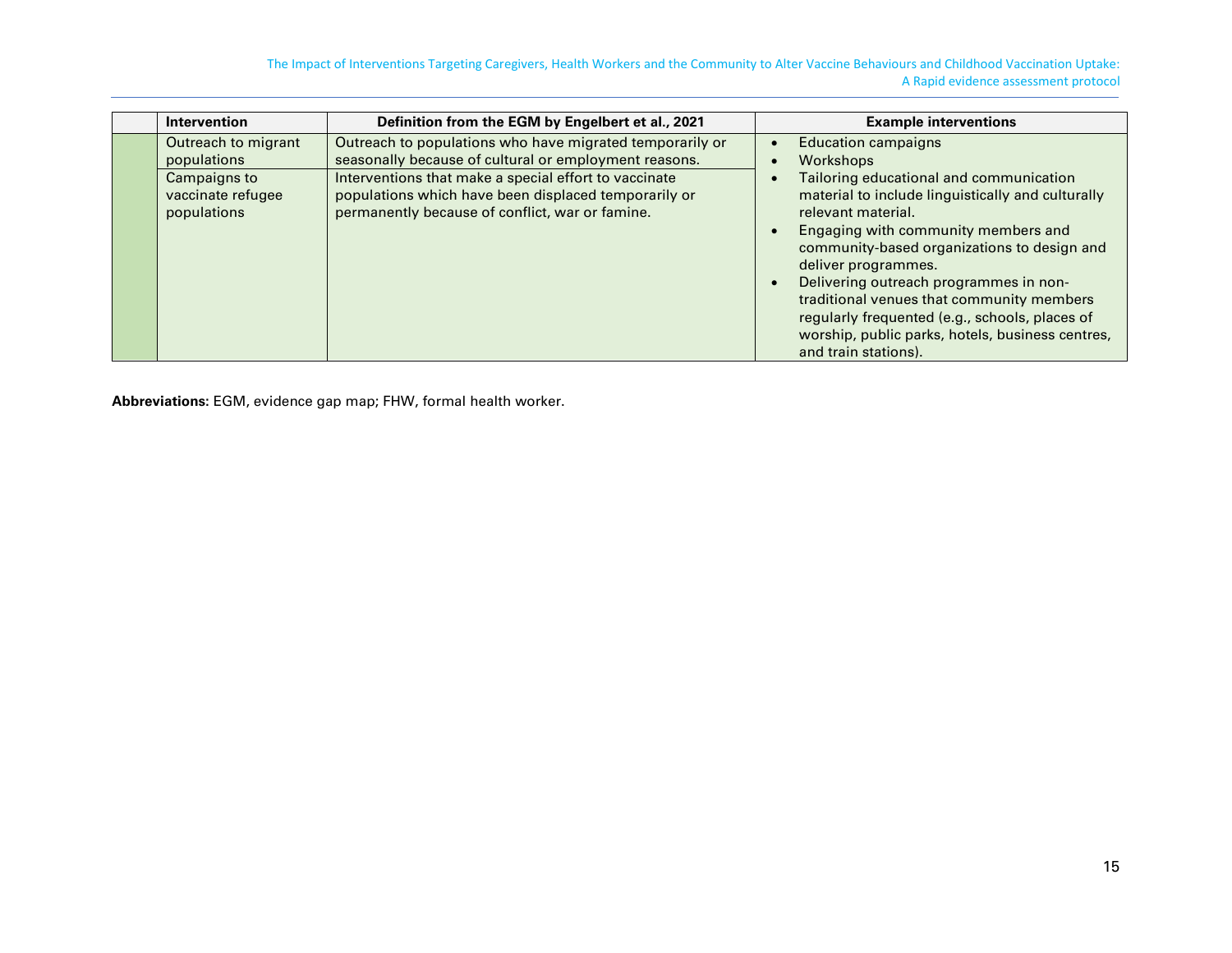| | Intervention | Definition from the EGM by Engelbert et al., 2021 | Example interventions |
|---|---|---|---|
| | Outreach to migrant populations | Outreach to populations who have migrated temporarily or seasonally because of cultural or employment reasons. | • Education campaigns<br>• Workshops<br>• Tailoring educational and communication material to include linguistically and culturally relevant material.<br>• Engaging with community members and community-based organizations to design and deliver programmes.<br>• Delivering outreach programmes in non-traditional venues that community members regularly frequented (e.g., schools, places of worship, public parks, hotels, business centres, and train stations). |
| | Campaigns to vaccinate refugee populations | Interventions that make a special effort to vaccinate populations which have been displaced temporarily or permanently because of conflict, war or famine. | |

**Abbreviations:** EGM, evidence gap map; FHW, formal health worker.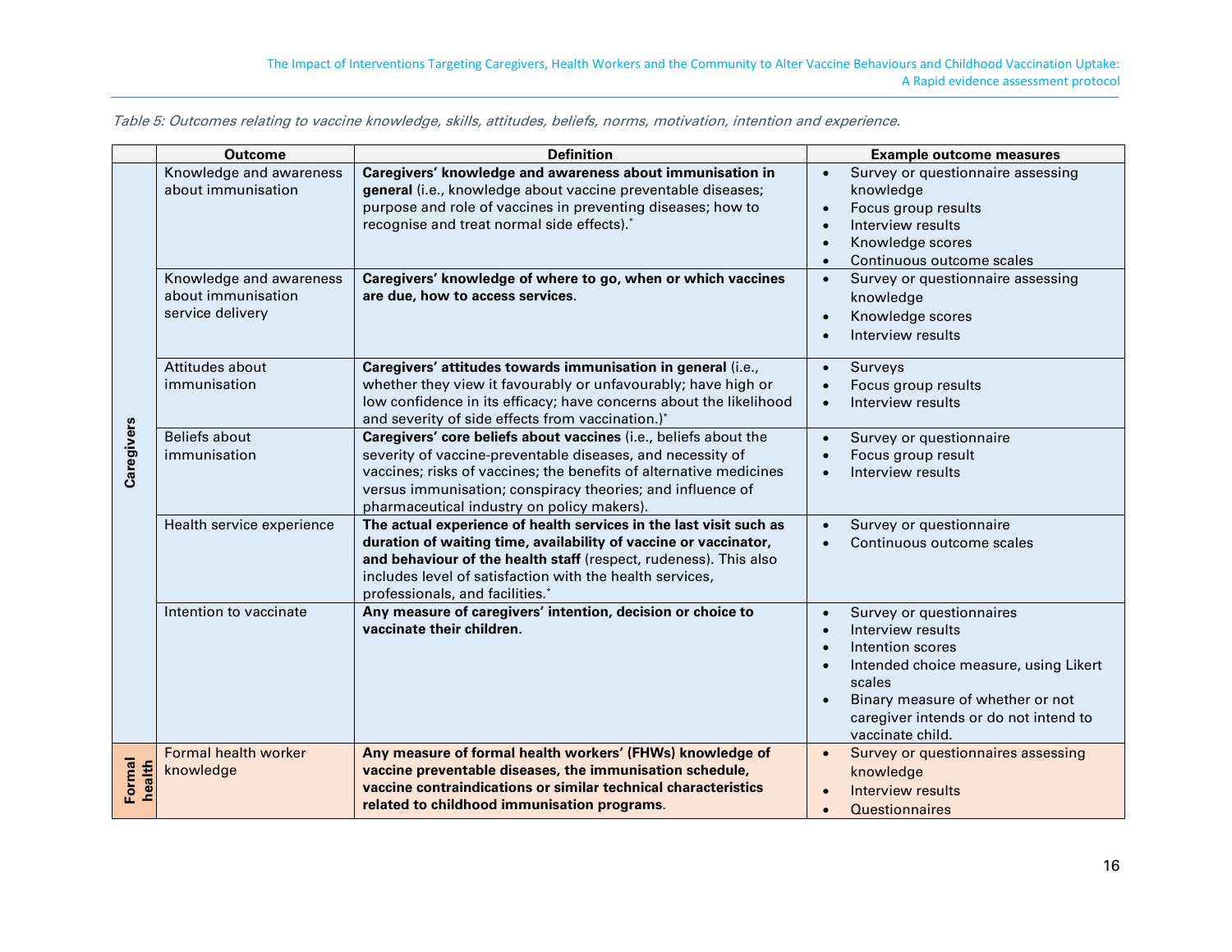*Table 5: Outcomes relating to vaccine knowledge, skills, attitudes, beliefs, norms, motivation, intention and experience.*

| | Outcome | Definition | Example outcome measures |
|---|---|---|---|
| **Caregivers** | Knowledge and awareness about immunisation | **Caregivers' knowledge and awareness about immunisation in general** (i.e., knowledge about vaccine preventable diseases; purpose and role of vaccines in preventing diseases; how to recognise and treat normal side effects).* | • Survey or questionnaire assessing knowledge<br>• Focus group results<br>• Interview results<br>• Knowledge scores<br>• Continuous outcome scales |
| | Knowledge and awareness about immunisation service delivery | **Caregivers' knowledge of where to go, when or which vaccines are due, how to access services**. | • Survey or questionnaire assessing knowledge<br>• Knowledge scores<br>• Interview results |
| | Attitudes about immunisation | **Caregivers' attitudes towards immunisation in general** (i.e., whether they view it favourably or unfavourably; have high or low confidence in its efficacy; have concerns about the likelihood and severity of side effects from vaccination.)* | • Surveys<br>• Focus group results<br>• Interview results |
| | Beliefs about immunisation | **Caregivers' core beliefs about vaccines** (i.e., beliefs about the severity of vaccine-preventable diseases, and necessity of vaccines; risks of vaccines; the benefits of alternative medicines versus immunisation; conspiracy theories; and influence of pharmaceutical industry on policy makers). | • Survey or questionnaire<br>• Focus group result<br>• Interview results |
| | Health service experience | **The actual experience of health services in the last visit such as duration of waiting time, availability of vaccine or vaccinator, and behaviour of the health staff** (respect, rudeness). This also includes level of satisfaction with the health services, professionals, and facilities.* | • Survey or questionnaire<br>• Continuous outcome scales |
| | Intention to vaccinate | **Any measure of caregivers' intention, decision or choice to vaccinate their children.** | • Survey or questionnaires<br>• Interview results<br>• Intention scores<br>• Intended choice measure, using Likert scales<br>• Binary measure of whether or not caregiver intends or do not intend to vaccinate child. |
| **Formal health** | Formal health worker knowledge | **Any measure of formal health workers' (FHWs) knowledge of vaccine preventable diseases, the immunisation schedule, vaccine contraindications or similar technical characteristics related to childhood immunisation programs**. | • Survey or questionnaires assessing knowledge<br>• Interview results<br>• Questionnaires |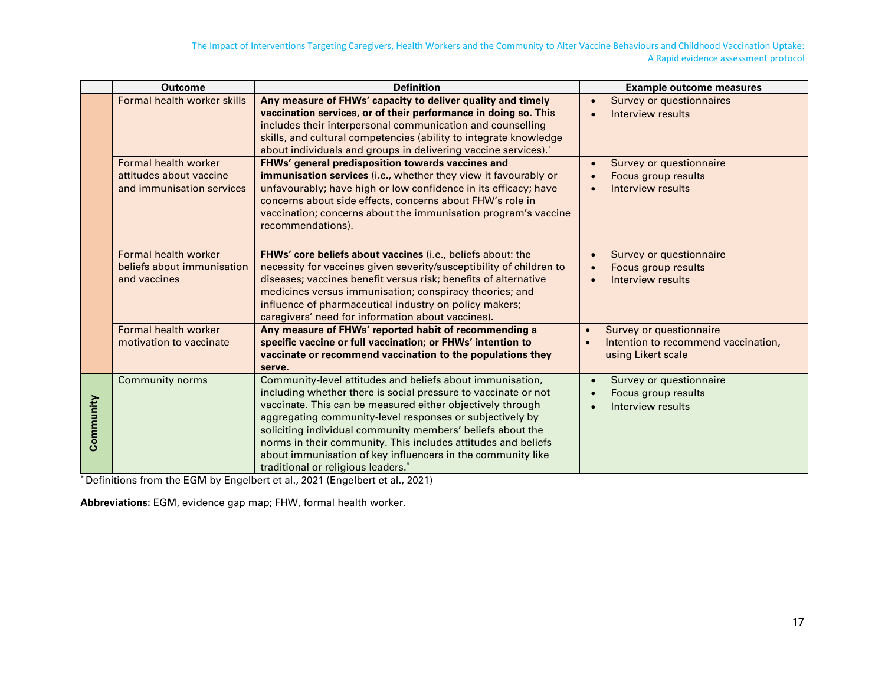| | Outcome | Definition | Example outcome measures |
|---|---|---|---|
| | Formal health worker skills | **Any measure of FHWs' capacity to deliver quality and timely vaccination services, or of their performance in doing so.** This includes their interpersonal communication and counselling skills, and cultural competencies (ability to integrate knowledge about individuals and groups in delivering vaccine services).* | • Survey or questionnaires<br>• Interview results |
| | Formal health worker attitudes about vaccine and immunisation services | **FHWs' general predisposition towards vaccines and immunisation services** (i.e., whether they view it favourably or unfavourably; have high or low confidence in its efficacy; have concerns about side effects, concerns about FHW's role in vaccination; concerns about the immunisation program's vaccine recommendations). | • Survey or questionnaire<br>• Focus group results<br>• Interview results |
| | Formal health worker beliefs about immunisation and vaccines | **FHWs' core beliefs about vaccines** (i.e., beliefs about: the necessity for vaccines given severity/susceptibility of children to diseases; vaccines benefit versus risk; benefits of alternative medicines versus immunisation; conspiracy theories; and influence of pharmaceutical industry on policy makers; caregivers' need for information about vaccines). | • Survey or questionnaire<br>• Focus group results<br>• Interview results |
| | Formal health worker motivation to vaccinate | **Any measure of FHWs' reported habit of recommending a specific vaccine or full vaccination; or FHWs' intention to vaccinate or recommend vaccination to the populations they serve.** | • Survey or questionnaire<br>• Intention to recommend vaccination, using Likert scale |
| **Community** | Community norms | Community-level attitudes and beliefs about immunisation, including whether there is social pressure to vaccinate or not vaccinate. This can be measured either objectively through aggregating community-level responses or subjectively by soliciting individual community members' beliefs about the norms in their community. This includes attitudes and beliefs about immunisation of key influencers in the community like traditional or religious leaders.* | • Survey or questionnaire<br>• Focus group results<br>• Interview results |

* Definitions from the EGM by Engelbert et al., 2021 (Engelbert et al., 2021)

**Abbreviations:** EGM, evidence gap map; FHW, formal health worker.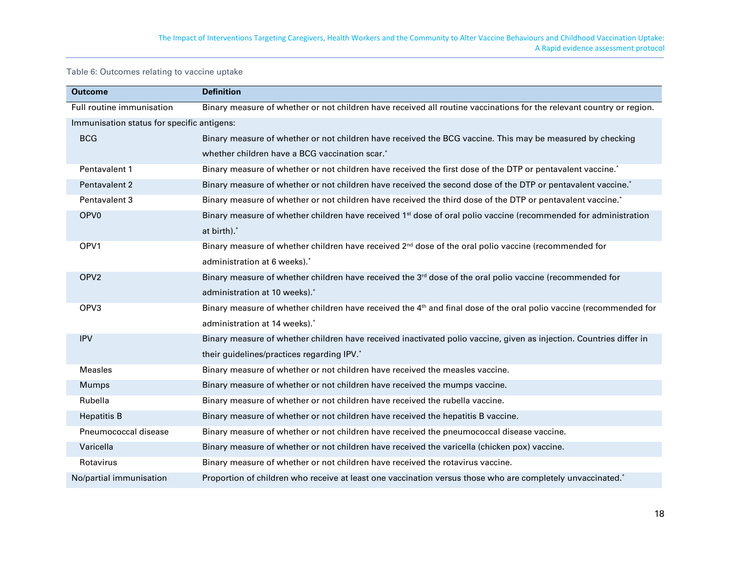Table 6: Outcomes relating to vaccine uptake

| Outcome | Definition |
|---|---|
| Full routine immunisation | Binary measure of whether or not children have received all routine vaccinations for the relevant country or region. |
| Immunisation status for specific antigens: | |
| BCG | Binary measure of whether or not children have received the BCG vaccine. This may be measured by checking whether children have a BCG vaccination scar.* |
| Pentavalent 1 | Binary measure of whether or not children have received the first dose of the DTP or pentavalent vaccine.* |
| Pentavalent 2 | Binary measure of whether or not children have received the second dose of the DTP or pentavalent vaccine.* |
| Pentavalent 3 | Binary measure of whether or not children have received the third dose of the DTP or pentavalent vaccine.* |
| OPV0 | Binary measure of whether children have received 1st dose of oral polio vaccine (recommended for administration at birth).* |
| OPV1 | Binary measure of whether children have received 2nd dose of the oral polio vaccine (recommended for administration at 6 weeks).* |
| OPV2 | Binary measure of whether children have received the 3rd dose of the oral polio vaccine (recommended for administration at 10 weeks).* |
| OPV3 | Binary measure of whether children have received the 4th and final dose of the oral polio vaccine (recommended for administration at 14 weeks).* |
| IPV | Binary measure of whether children have received inactivated polio vaccine, given as injection. Countries differ in their guidelines/practices regarding IPV.* |
| Measles | Binary measure of whether or not children have received the measles vaccine. |
| Mumps | Binary measure of whether or not children have received the mumps vaccine. |
| Rubella | Binary measure of whether or not children have received the rubella vaccine. |
| Hepatitis B | Binary measure of whether or not children have received the hepatitis B vaccine. |
| Pneumococcal disease | Binary measure of whether or not children have received the pneumococcal disease vaccine. |
| Varicella | Binary measure of whether or not children have received the varicella (chicken pox) vaccine. |
| Rotavirus | Binary measure of whether or not children have received the rotavirus vaccine. |
| No/partial immunisation | Proportion of children who receive at least one vaccination versus those who are completely unvaccinated.* |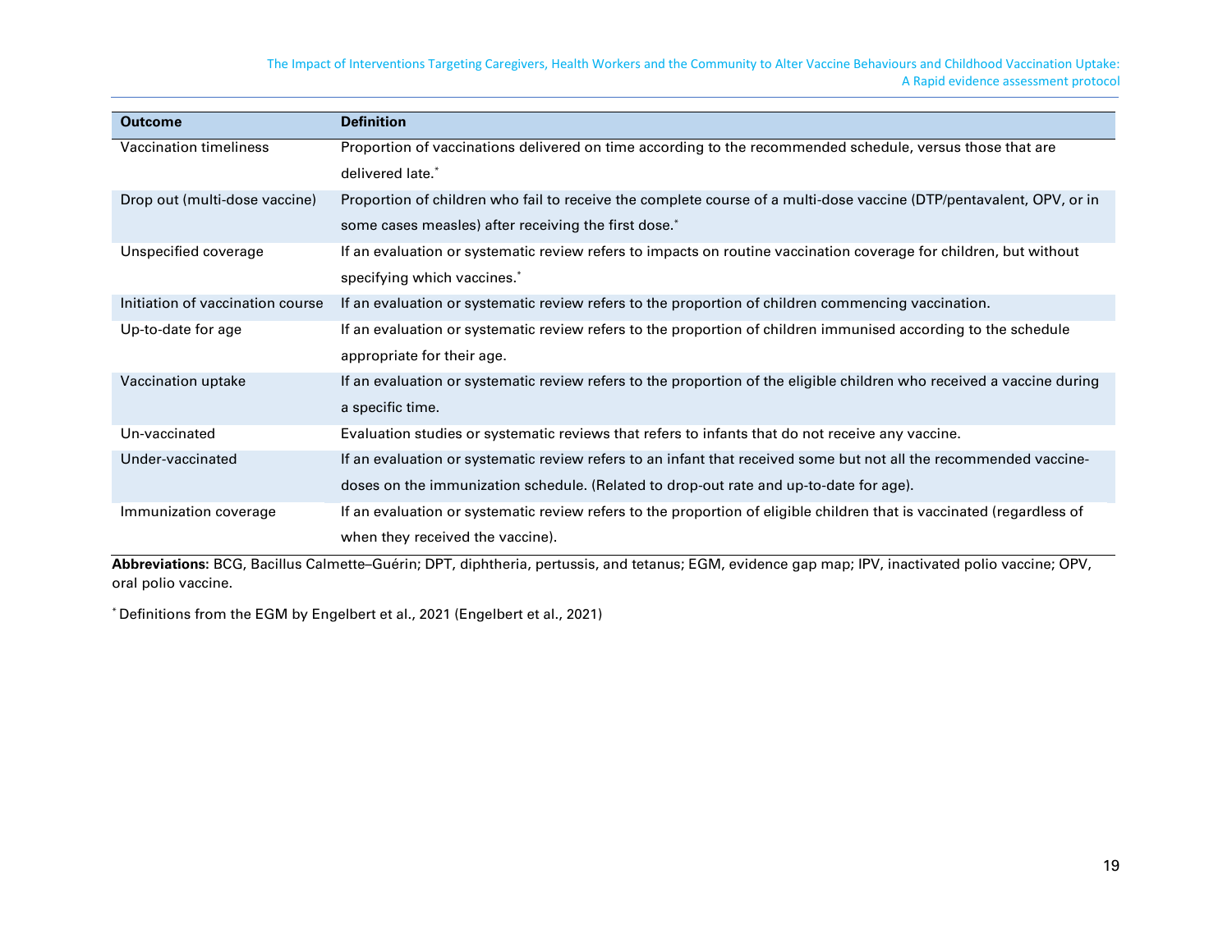| Outcome | Definition |
|---|---|
| Vaccination timeliness | Proportion of vaccinations delivered on time according to the recommended schedule, versus those that are delivered late.* |
| Drop out (multi-dose vaccine) | Proportion of children who fail to receive the complete course of a multi-dose vaccine (DTP/pentavalent, OPV, or in some cases measles) after receiving the first dose.* |
| Unspecified coverage | If an evaluation or systematic review refers to impacts on routine vaccination coverage for children, but without specifying which vaccines.* |
| Initiation of vaccination course | If an evaluation or systematic review refers to the proportion of children commencing vaccination. |
| Up-to-date for age | If an evaluation or systematic review refers to the proportion of children immunised according to the schedule appropriate for their age. |
| Vaccination uptake | If an evaluation or systematic review refers to the proportion of the eligible children who received a vaccine during a specific time. |
| Un-vaccinated | Evaluation studies or systematic reviews that refers to infants that do not receive any vaccine. |
| Under-vaccinated | If an evaluation or systematic review refers to an infant that received some but not all the recommended vaccine-doses on the immunization schedule. (Related to drop-out rate and up-to-date for age). |
| Immunization coverage | If an evaluation or systematic review refers to the proportion of eligible children that is vaccinated (regardless of when they received the vaccine). |

**Abbreviations:** BCG, Bacillus Calmette–Guérin; DPT, diphtheria, pertussis, and tetanus; EGM, evidence gap map; IPV, inactivated polio vaccine; OPV, oral polio vaccine.

* Definitions from the EGM by Engelbert et al., 2021 (Engelbert et al., 2021)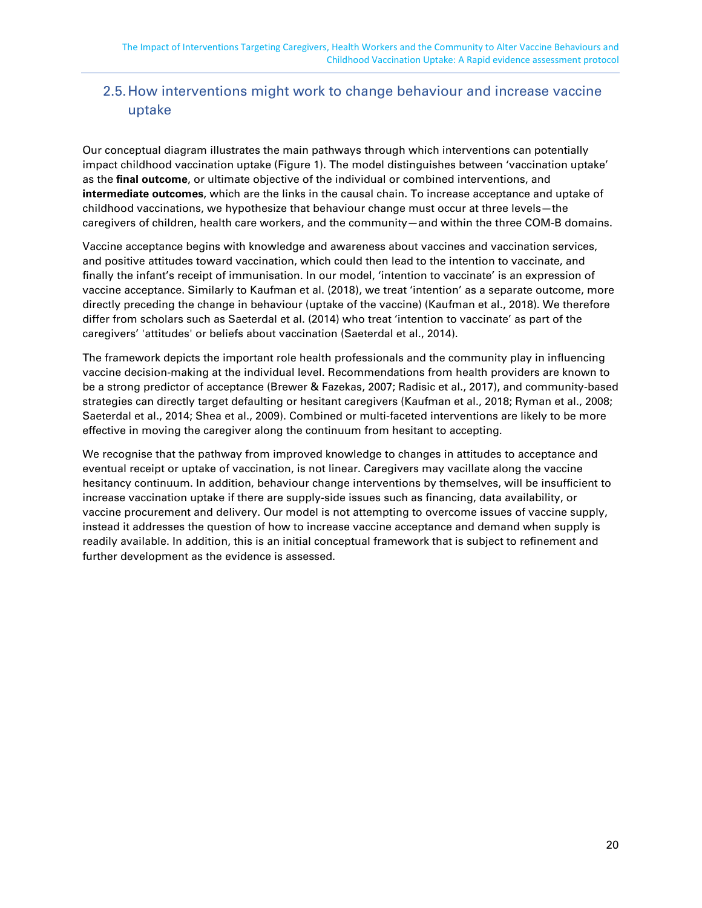## 2.5. How interventions might work to change behaviour and increase vaccine uptake

Our conceptual diagram illustrates the main pathways through which interventions can potentially impact childhood vaccination uptake (Figure 1). The model distinguishes between 'vaccination uptake' as the **final outcome**, or ultimate objective of the individual or combined interventions, and **intermediate outcomes**, which are the links in the causal chain. To increase acceptance and uptake of childhood vaccinations, we hypothesize that behaviour change must occur at three levels—the caregivers of children, health care workers, and the community—and within the three COM-B domains.

Vaccine acceptance begins with knowledge and awareness about vaccines and vaccination services, and positive attitudes toward vaccination, which could then lead to the intention to vaccinate, and finally the infant's receipt of immunisation. In our model, 'intention to vaccinate' is an expression of vaccine acceptance. Similarly to Kaufman et al. (2018), we treat 'intention' as a separate outcome, more directly preceding the change in behaviour (uptake of the vaccine) (Kaufman et al., 2018). We therefore differ from scholars such as Saeterdal et al. (2014) who treat 'intention to vaccinate' as part of the caregivers' 'attitudes' or beliefs about vaccination (Saeterdal et al., 2014).

The framework depicts the important role health professionals and the community play in influencing vaccine decision-making at the individual level. Recommendations from health providers are known to be a strong predictor of acceptance (Brewer & Fazekas, 2007; Radisic et al., 2017), and community-based strategies can directly target defaulting or hesitant caregivers (Kaufman et al., 2018; Ryman et al., 2008; Saeterdal et al., 2014; Shea et al., 2009). Combined or multi-faceted interventions are likely to be more effective in moving the caregiver along the continuum from hesitant to accepting.

We recognise that the pathway from improved knowledge to changes in attitudes to acceptance and eventual receipt or uptake of vaccination, is not linear. Caregivers may vacillate along the vaccine hesitancy continuum. In addition, behaviour change interventions by themselves, will be insufficient to increase vaccination uptake if there are supply-side issues such as financing, data availability, or vaccine procurement and delivery. Our model is not attempting to overcome issues of vaccine supply, instead it addresses the question of how to increase vaccine acceptance and demand when supply is readily available. In addition, this is an initial conceptual framework that is subject to refinement and further development as the evidence is assessed.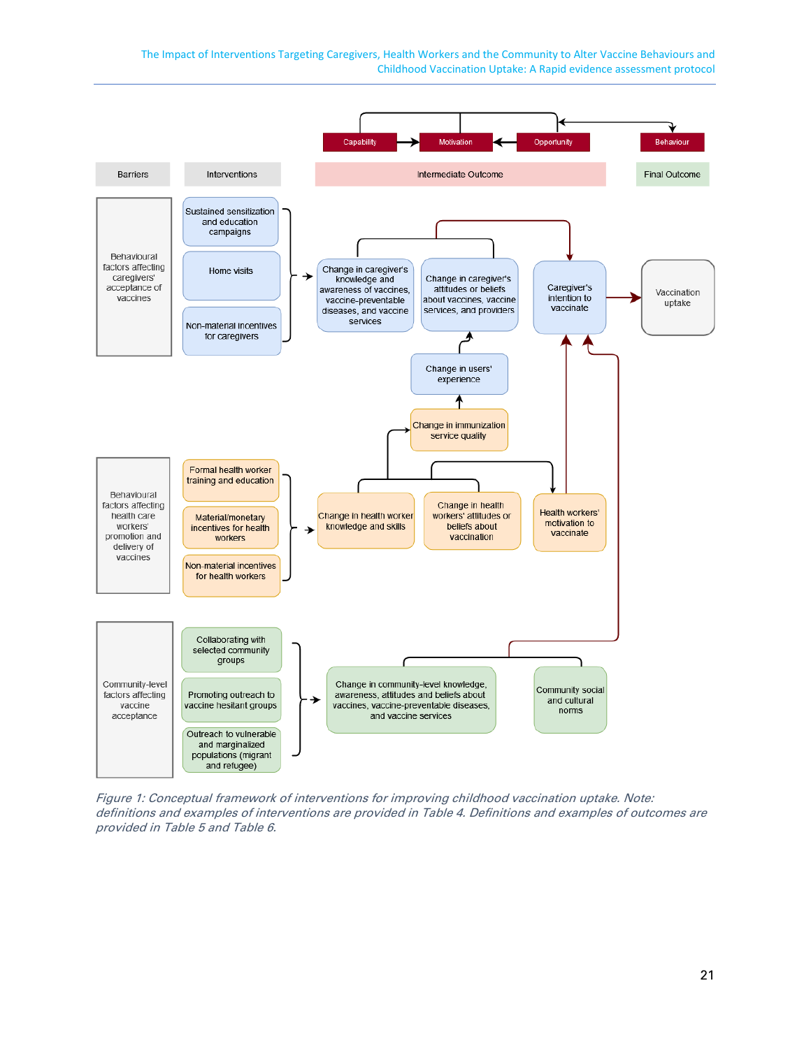Capability → Motivation ← Opportunity → Behaviour

| Barriers | Interventions | Intermediate Outcome | Final Outcome |
|---|---|---|---|
| Behavioural factors affecting caregivers' acceptance of vaccines | Sustained sensitization and education campaigns; Home visits; Non-material incentives for caregivers | Change in caregiver's knowledge and awareness of vaccines, vaccine-preventable diseases, and vaccine services; Change in caregiver's attitudes or beliefs about vaccines, vaccine services, and providers; Caregiver's intention to vaccinate | Vaccination uptake |
| | | Change in users' experience; Change in immunization service quality | |
| Behavioural factors affecting health care workers' promotion and delivery of vaccines | Formal health worker training and education; Material/monetary incentives for health workers; Non-material incentives for health workers | Change in health worker knowledge and skills; Change in health workers' attitudes or beliefs about vaccination; Health workers' motivation to vaccinate | |
| Community-level factors affecting vaccine acceptance | Collaborating with selected community groups; Promoting outreach to vaccine hesitant groups; Outreach to vulnerable and marginalized populations (migrant and refugee) | Change in community-level knowledge, awareness, attitudes and beliefs about vaccines, vaccine-preventable diseases, and vaccine services; Community social and cultural norms | |

*Figure 1: Conceptual framework of interventions for improving childhood vaccination uptake. Note: definitions and examples of interventions are provided in Table 4. Definitions and examples of outcomes are provided in Table 5 and Table 6.*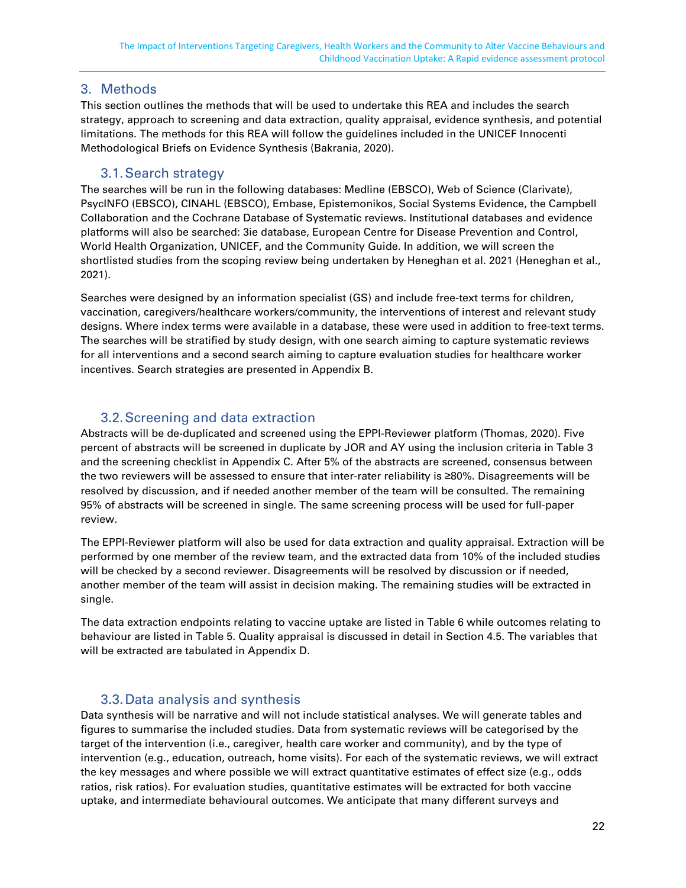## 3. Methods

This section outlines the methods that will be used to undertake this REA and includes the search strategy, approach to screening and data extraction, quality appraisal, evidence synthesis, and potential limitations. The methods for this REA will follow the guidelines included in the UNICEF Innocenti Methodological Briefs on Evidence Synthesis (Bakrania, 2020).

### 3.1. Search strategy

The searches will be run in the following databases: Medline (EBSCO), Web of Science (Clarivate), PsycINFO (EBSCO), CINAHL (EBSCO), Embase, Epistemonikos, Social Systems Evidence, the Campbell Collaboration and the Cochrane Database of Systematic reviews. Institutional databases and evidence platforms will also be searched: 3ie database, European Centre for Disease Prevention and Control, World Health Organization, UNICEF, and the Community Guide. In addition, we will screen the shortlisted studies from the scoping review being undertaken by Heneghan et al. 2021 (Heneghan et al., 2021).

Searches were designed by an information specialist (GS) and include free-text terms for children, vaccination, caregivers/healthcare workers/community, the interventions of interest and relevant study designs. Where index terms were available in a database, these were used in addition to free-text terms. The searches will be stratified by study design, with one search aiming to capture systematic reviews for all interventions and a second search aiming to capture evaluation studies for healthcare worker incentives. Search strategies are presented in Appendix B.

### 3.2. Screening and data extraction

Abstracts will be de-duplicated and screened using the EPPI-Reviewer platform (Thomas, 2020). Five percent of abstracts will be screened in duplicate by JOR and AY using the inclusion criteria in Table 3 and the screening checklist in Appendix C. After 5% of the abstracts are screened, consensus between the two reviewers will be assessed to ensure that inter-rater reliability is ≥80%. Disagreements will be resolved by discussion, and if needed another member of the team will be consulted. The remaining 95% of abstracts will be screened in single. The same screening process will be used for full-paper review.

The EPPI-Reviewer platform will also be used for data extraction and quality appraisal. Extraction will be performed by one member of the review team, and the extracted data from 10% of the included studies will be checked by a second reviewer. Disagreements will be resolved by discussion or if needed, another member of the team will assist in decision making. The remaining studies will be extracted in single.

The data extraction endpoints relating to vaccine uptake are listed in Table 6 while outcomes relating to behaviour are listed in Table 5. Quality appraisal is discussed in detail in Section 4.5. The variables that will be extracted are tabulated in Appendix D.

### 3.3. Data analysis and synthesis

Data synthesis will be narrative and will not include statistical analyses. We will generate tables and figures to summarise the included studies. Data from systematic reviews will be categorised by the target of the intervention (i.e., caregiver, health care worker and community), and by the type of intervention (e.g., education, outreach, home visits). For each of the systematic reviews, we will extract the key messages and where possible we will extract quantitative estimates of effect size (e.g., odds ratios, risk ratios). For evaluation studies, quantitative estimates will be extracted for both vaccine uptake, and intermediate behavioural outcomes. We anticipate that many different surveys and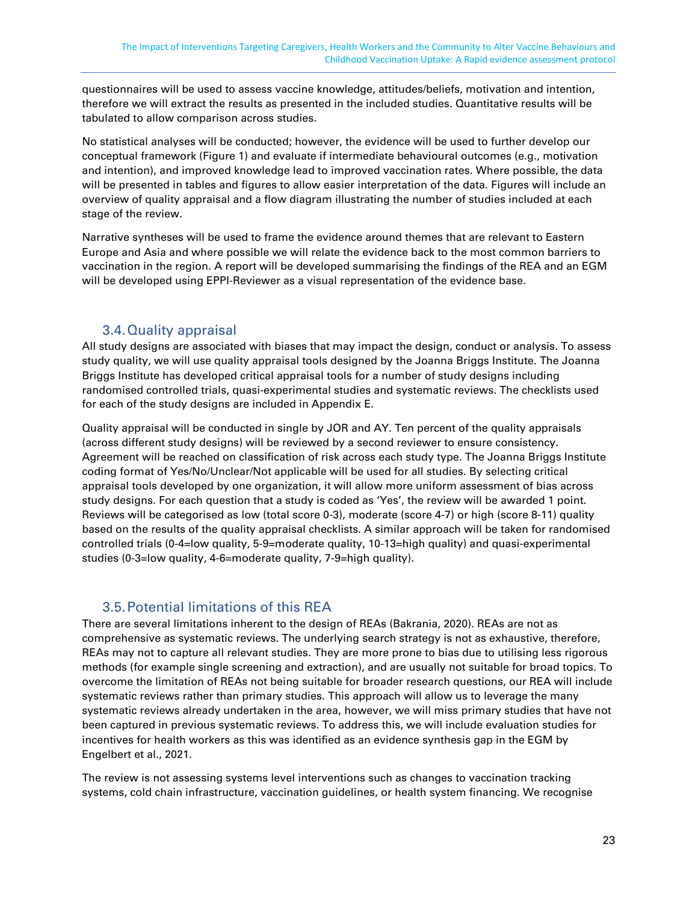questionnaires will be used to assess vaccine knowledge, attitudes/beliefs, motivation and intention, therefore we will extract the results as presented in the included studies. Quantitative results will be tabulated to allow comparison across studies.

No statistical analyses will be conducted; however, the evidence will be used to further develop our conceptual framework (Figure 1) and evaluate if intermediate behavioural outcomes (e.g., motivation and intention), and improved knowledge lead to improved vaccination rates. Where possible, the data will be presented in tables and figures to allow easier interpretation of the data. Figures will include an overview of quality appraisal and a flow diagram illustrating the number of studies included at each stage of the review.

Narrative syntheses will be used to frame the evidence around themes that are relevant to Eastern Europe and Asia and where possible we will relate the evidence back to the most common barriers to vaccination in the region. A report will be developed summarising the findings of the REA and an EGM will be developed using EPPI-Reviewer as a visual representation of the evidence base.

## 3.4. Quality appraisal

All study designs are associated with biases that may impact the design, conduct or analysis. To assess study quality, we will use quality appraisal tools designed by the Joanna Briggs Institute. The Joanna Briggs Institute has developed critical appraisal tools for a number of study designs including randomised controlled trials, quasi-experimental studies and systematic reviews. The checklists used for each of the study designs are included in Appendix E.

Quality appraisal will be conducted in single by JOR and AY. Ten percent of the quality appraisals (across different study designs) will be reviewed by a second reviewer to ensure consistency. Agreement will be reached on classification of risk across each study type. The Joanna Briggs Institute coding format of Yes/No/Unclear/Not applicable will be used for all studies. By selecting critical appraisal tools developed by one organization, it will allow more uniform assessment of bias across study designs. For each question that a study is coded as 'Yes', the review will be awarded 1 point. Reviews will be categorised as low (total score 0-3), moderate (score 4-7) or high (score 8-11) quality based on the results of the quality appraisal checklists. A similar approach will be taken for randomised controlled trials (0-4=low quality, 5-9=moderate quality, 10-13=high quality) and quasi-experimental studies (0-3=low quality, 4-6=moderate quality, 7-9=high quality).

## 3.5. Potential limitations of this REA

There are several limitations inherent to the design of REAs (Bakrania, 2020). REAs are not as comprehensive as systematic reviews. The underlying search strategy is not as exhaustive, therefore, REAs may not to capture all relevant studies. They are more prone to bias due to utilising less rigorous methods (for example single screening and extraction), and are usually not suitable for broad topics. To overcome the limitation of REAs not being suitable for broader research questions, our REA will include systematic reviews rather than primary studies. This approach will allow us to leverage the many systematic reviews already undertaken in the area, however, we will miss primary studies that have not been captured in previous systematic reviews. To address this, we will include evaluation studies for incentives for health workers as this was identified as an evidence synthesis gap in the EGM by Engelbert et al., 2021.

The review is not assessing systems level interventions such as changes to vaccination tracking systems, cold chain infrastructure, vaccination guidelines, or health system financing. We recognise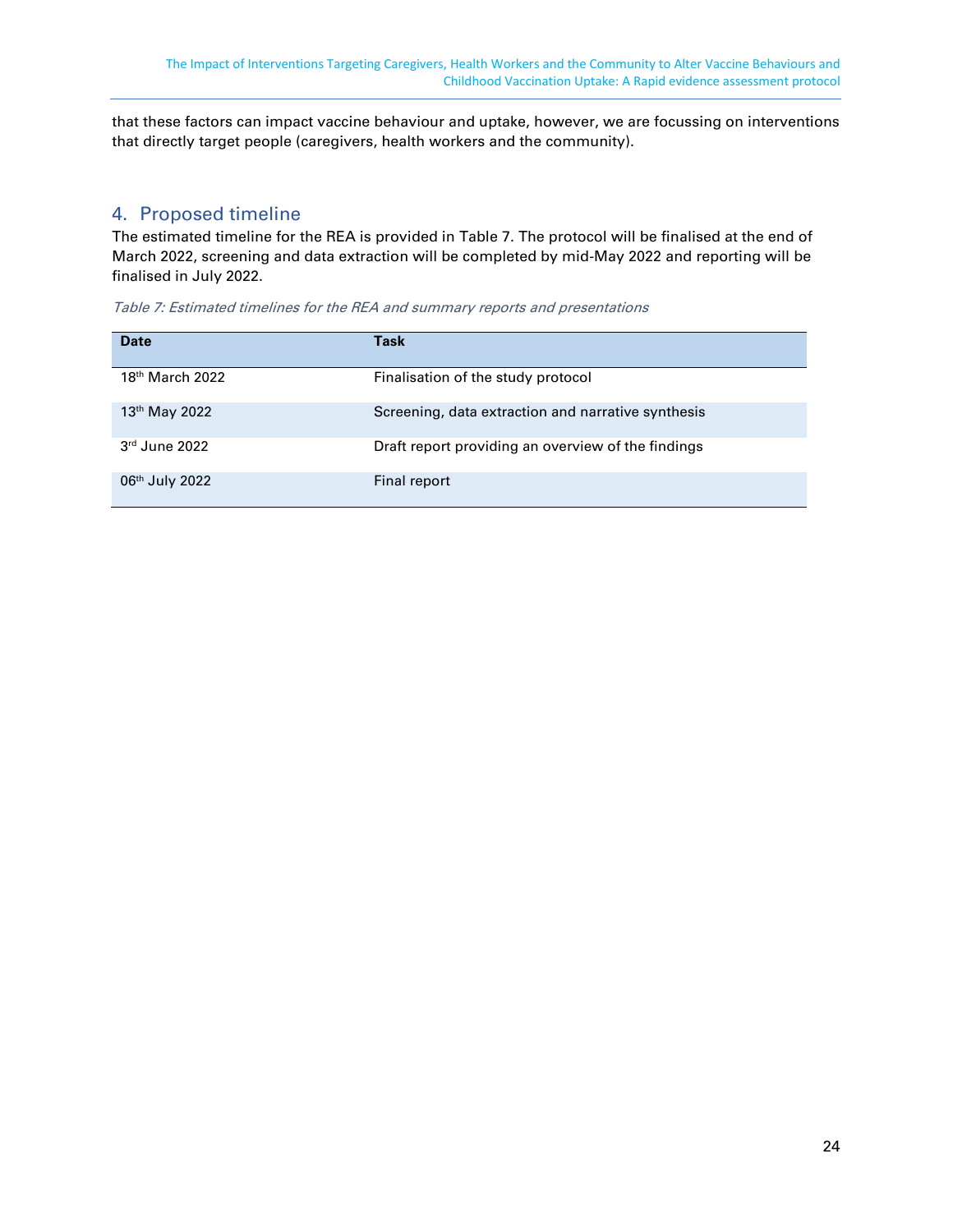that these factors can impact vaccine behaviour and uptake, however, we are focussing on interventions that directly target people (caregivers, health workers and the community).

## 4. Proposed timeline

The estimated timeline for the REA is provided in Table 7. The protocol will be finalised at the end of March 2022, screening and data extraction will be completed by mid-May 2022 and reporting will be finalised in July 2022.

*Table 7: Estimated timelines for the REA and summary reports and presentations*

| Date | Task |
| --- | --- |
| 18th March 2022 | Finalisation of the study protocol |
| 13th May 2022 | Screening, data extraction and narrative synthesis |
| 3rd June 2022 | Draft report providing an overview of the findings |
| 06th July 2022 | Final report |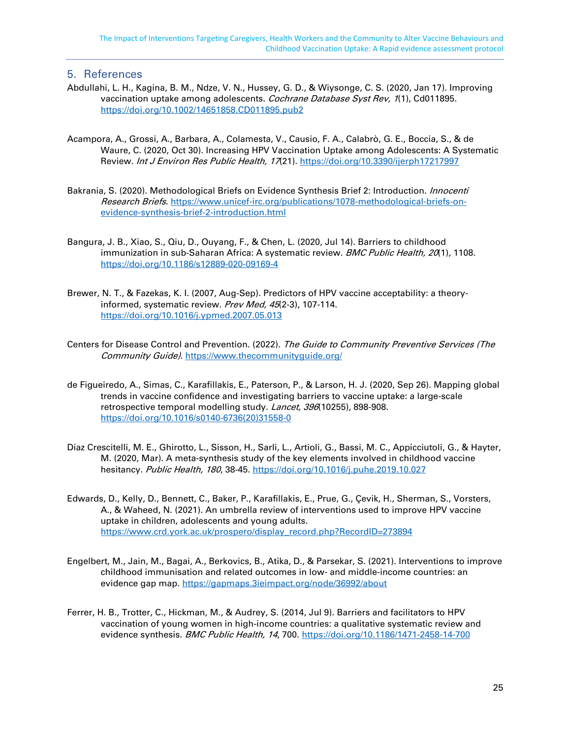## 5. References

Abdullahi, L. H., Kagina, B. M., Ndze, V. N., Hussey, G. D., & Wiysonge, C. S. (2020, Jan 17). Improving vaccination uptake among adolescents. *Cochrane Database Syst Rev, 1*(1), Cd011895. https://doi.org/10.1002/14651858.CD011895.pub2

Acampora, A., Grossi, A., Barbara, A., Colamesta, V., Causio, F. A., Calabrò, G. E., Boccia, S., & de Waure, C. (2020, Oct 30). Increasing HPV Vaccination Uptake among Adolescents: A Systematic Review. *Int J Environ Res Public Health, 17*(21). https://doi.org/10.3390/ijerph17217997

Bakrania, S. (2020). Methodological Briefs on Evidence Synthesis Brief 2: Introduction. *Innocenti Research Briefs*. https://www.unicef-irc.org/publications/1078-methodological-briefs-on-evidence-synthesis-brief-2-introduction.html

Bangura, J. B., Xiao, S., Qiu, D., Ouyang, F., & Chen, L. (2020, Jul 14). Barriers to childhood immunization in sub-Saharan Africa: A systematic review. *BMC Public Health, 20*(1), 1108. https://doi.org/10.1186/s12889-020-09169-4

Brewer, N. T., & Fazekas, K. I. (2007, Aug-Sep). Predictors of HPV vaccine acceptability: a theory-informed, systematic review. *Prev Med, 45*(2-3), 107-114. https://doi.org/10.1016/j.ypmed.2007.05.013

Centers for Disease Control and Prevention. (2022). *The Guide to Community Preventive Services (The Community Guide)*. https://www.thecommunityguide.org/

de Figueiredo, A., Simas, C., Karafillakis, E., Paterson, P., & Larson, H. J. (2020, Sep 26). Mapping global trends in vaccine confidence and investigating barriers to vaccine uptake: a large-scale retrospective temporal modelling study. *Lancet, 396*(10255), 898-908. https://doi.org/10.1016/s0140-6736(20)31558-0

Díaz Crescitelli, M. E., Ghirotto, L., Sisson, H., Sarli, L., Artioli, G., Bassi, M. C., Appicciutoli, G., & Hayter, M. (2020, Mar). A meta-synthesis study of the key elements involved in childhood vaccine hesitancy. *Public Health, 180*, 38-45. https://doi.org/10.1016/j.puhe.2019.10.027

Edwards, D., Kelly, D., Bennett, C., Baker, P., Karafillakis, E., Prue, G., Çevik, H., Sherman, S., Vorsters, A., & Waheed, N. (2021). An umbrella review of interventions used to improve HPV vaccine uptake in children, adolescents and young adults. https://www.crd.york.ac.uk/prospero/display_record.php?RecordID=273894

Engelbert, M., Jain, M., Bagai, A., Berkovics, B., Atika, D., & Parsekar, S. (2021). Interventions to improve childhood immunisation and related outcomes in low- and middle-income countries: an evidence gap map. https://gapmaps.3ieimpact.org/node/36992/about

Ferrer, H. B., Trotter, C., Hickman, M., & Audrey, S. (2014, Jul 9). Barriers and facilitators to HPV vaccination of young women in high-income countries: a qualitative systematic review and evidence synthesis. *BMC Public Health, 14*, 700. https://doi.org/10.1186/1471-2458-14-700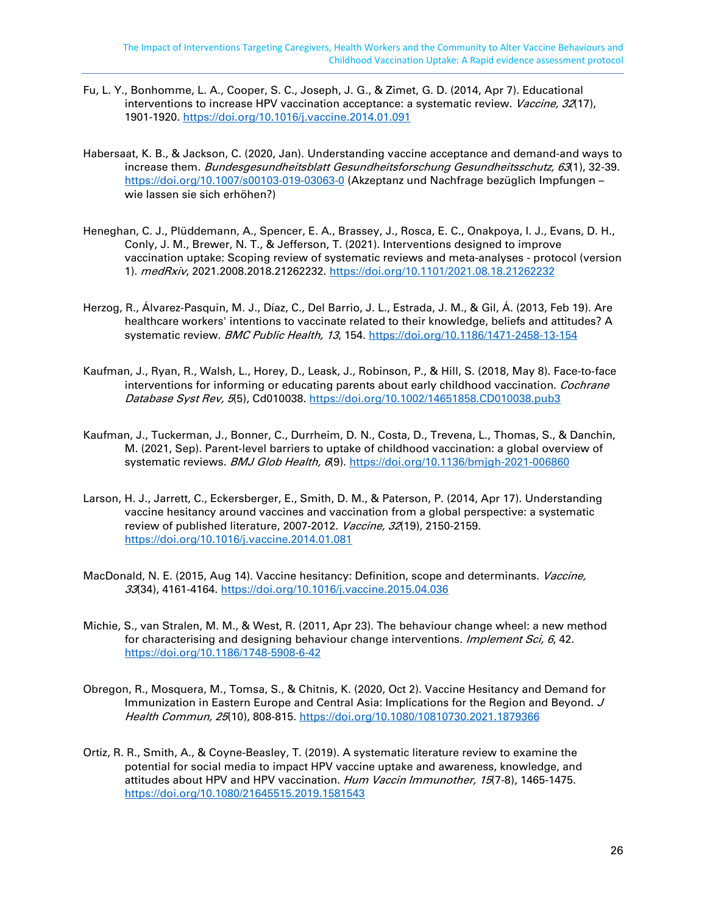Fu, L. Y., Bonhomme, L. A., Cooper, S. C., Joseph, J. G., & Zimet, G. D. (2014, Apr 7). Educational interventions to increase HPV vaccination acceptance: a systematic review. *Vaccine, 32*(17), 1901-1920. https://doi.org/10.1016/j.vaccine.2014.01.091

Habersaat, K. B., & Jackson, C. (2020, Jan). Understanding vaccine acceptance and demand-and ways to increase them. *Bundesgesundheitsblatt Gesundheitsforschung Gesundheitsschutz, 63*(1), 32-39. https://doi.org/10.1007/s00103-019-03063-0 (Akzeptanz und Nachfrage bezüglich Impfungen – wie lassen sie sich erhöhen?)

Heneghan, C. J., Plüddemann, A., Spencer, E. A., Brassey, J., Rosca, E. C., Onakpoya, I. J., Evans, D. H., Conly, J. M., Brewer, N. T., & Jefferson, T. (2021). Interventions designed to improve vaccination uptake: Scoping review of systematic reviews and meta-analyses - protocol (version 1). *medRxiv*, 2021.2008.2018.21262232. https://doi.org/10.1101/2021.08.18.21262232

Herzog, R., Álvarez-Pasquin, M. J., Díaz, C., Del Barrio, J. L., Estrada, J. M., & Gil, Á. (2013, Feb 19). Are healthcare workers' intentions to vaccinate related to their knowledge, beliefs and attitudes? A systematic review. *BMC Public Health, 13*, 154. https://doi.org/10.1186/1471-2458-13-154

Kaufman, J., Ryan, R., Walsh, L., Horey, D., Leask, J., Robinson, P., & Hill, S. (2018, May 8). Face-to-face interventions for informing or educating parents about early childhood vaccination. *Cochrane Database Syst Rev, 5*(5), Cd010038. https://doi.org/10.1002/14651858.CD010038.pub3

Kaufman, J., Tuckerman, J., Bonner, C., Durrheim, D. N., Costa, D., Trevena, L., Thomas, S., & Danchin, M. (2021, Sep). Parent-level barriers to uptake of childhood vaccination: a global overview of systematic reviews. *BMJ Glob Health, 6*(9). https://doi.org/10.1136/bmjgh-2021-006860

Larson, H. J., Jarrett, C., Eckersberger, E., Smith, D. M., & Paterson, P. (2014, Apr 17). Understanding vaccine hesitancy around vaccines and vaccination from a global perspective: a systematic review of published literature, 2007-2012. *Vaccine, 32*(19), 2150-2159. https://doi.org/10.1016/j.vaccine.2014.01.081

MacDonald, N. E. (2015, Aug 14). Vaccine hesitancy: Definition, scope and determinants. *Vaccine, 33*(34), 4161-4164. https://doi.org/10.1016/j.vaccine.2015.04.036

Michie, S., van Stralen, M. M., & West, R. (2011, Apr 23). The behaviour change wheel: a new method for characterising and designing behaviour change interventions. *Implement Sci, 6*, 42. https://doi.org/10.1186/1748-5908-6-42

Obregon, R., Mosquera, M., Tomsa, S., & Chitnis, K. (2020, Oct 2). Vaccine Hesitancy and Demand for Immunization in Eastern Europe and Central Asia: Implications for the Region and Beyond. *J Health Commun, 25*(10), 808-815. https://doi.org/10.1080/10810730.2021.1879366

Ortiz, R. R., Smith, A., & Coyne-Beasley, T. (2019). A systematic literature review to examine the potential for social media to impact HPV vaccine uptake and awareness, knowledge, and attitudes about HPV and HPV vaccination. *Hum Vaccin Immunother, 15*(7-8), 1465-1475. https://doi.org/10.1080/21645515.2019.1581543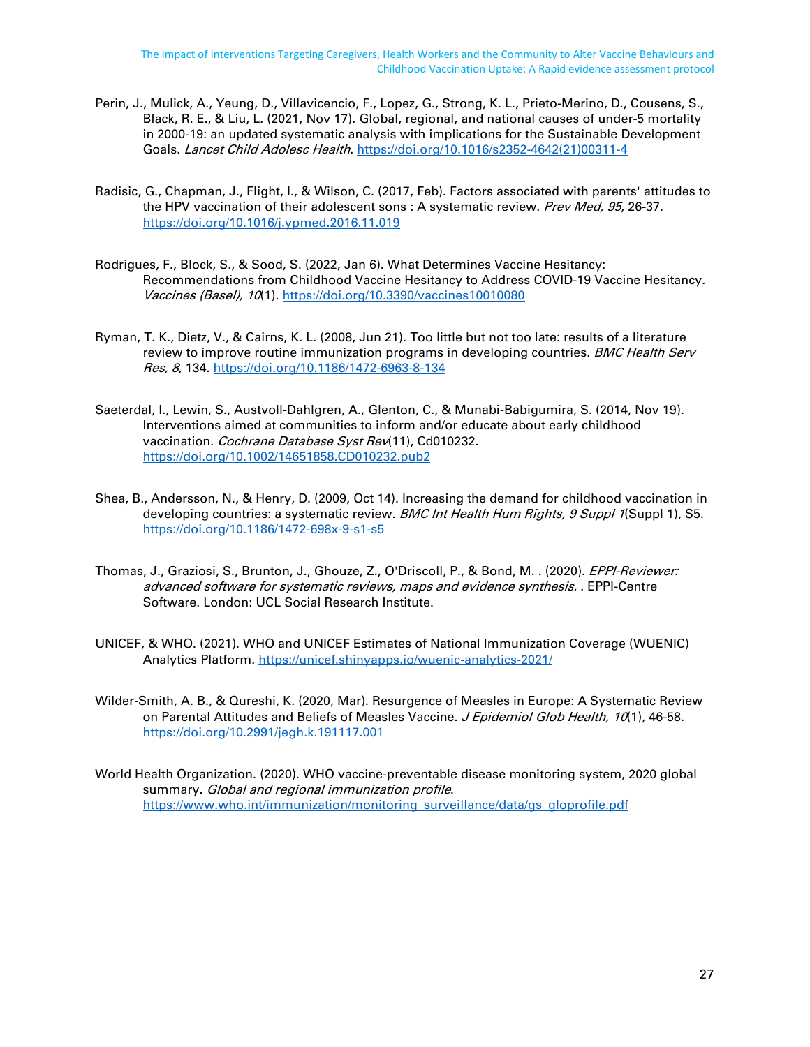Perin, J., Mulick, A., Yeung, D., Villavicencio, F., Lopez, G., Strong, K. L., Prieto-Merino, D., Cousens, S., Black, R. E., & Liu, L. (2021, Nov 17). Global, regional, and national causes of under-5 mortality in 2000-19: an updated systematic analysis with implications for the Sustainable Development Goals. *Lancet Child Adolesc Health*. https://doi.org/10.1016/s2352-4642(21)00311-4

Radisic, G., Chapman, J., Flight, I., & Wilson, C. (2017, Feb). Factors associated with parents' attitudes to the HPV vaccination of their adolescent sons : A systematic review. *Prev Med, 95*, 26-37. https://doi.org/10.1016/j.ypmed.2016.11.019

Rodrigues, F., Block, S., & Sood, S. (2022, Jan 6). What Determines Vaccine Hesitancy: Recommendations from Childhood Vaccine Hesitancy to Address COVID-19 Vaccine Hesitancy. *Vaccines (Basel), 10*(1). https://doi.org/10.3390/vaccines10010080

Ryman, T. K., Dietz, V., & Cairns, K. L. (2008, Jun 21). Too little but not too late: results of a literature review to improve routine immunization programs in developing countries. *BMC Health Serv Res, 8*, 134. https://doi.org/10.1186/1472-6963-8-134

Saeterdal, I., Lewin, S., Austvoll-Dahlgren, A., Glenton, C., & Munabi-Babigumira, S. (2014, Nov 19). Interventions aimed at communities to inform and/or educate about early childhood vaccination. *Cochrane Database Syst Rev*(11), Cd010232. https://doi.org/10.1002/14651858.CD010232.pub2

Shea, B., Andersson, N., & Henry, D. (2009, Oct 14). Increasing the demand for childhood vaccination in developing countries: a systematic review. *BMC Int Health Hum Rights, 9 Suppl 1*(Suppl 1), S5. https://doi.org/10.1186/1472-698x-9-s1-s5

Thomas, J., Graziosi, S., Brunton, J., Ghouze, Z., O'Driscoll, P., & Bond, M. . (2020). *EPPI-Reviewer: advanced software for systematic reviews, maps and evidence synthesis*. . EPPI-Centre Software. London: UCL Social Research Institute.

UNICEF, & WHO. (2021). WHO and UNICEF Estimates of National Immunization Coverage (WUENIC) Analytics Platform. https://unicef.shinyapps.io/wuenic-analytics-2021/

Wilder-Smith, A. B., & Qureshi, K. (2020, Mar). Resurgence of Measles in Europe: A Systematic Review on Parental Attitudes and Beliefs of Measles Vaccine. *J Epidemiol Glob Health, 10*(1), 46-58. https://doi.org/10.2991/jegh.k.191117.001

World Health Organization. (2020). WHO vaccine-preventable disease monitoring system, 2020 global summary. *Global and regional immunization profile*. https://www.who.int/immunization/monitoring_surveillance/data/gs_gloprofile.pdf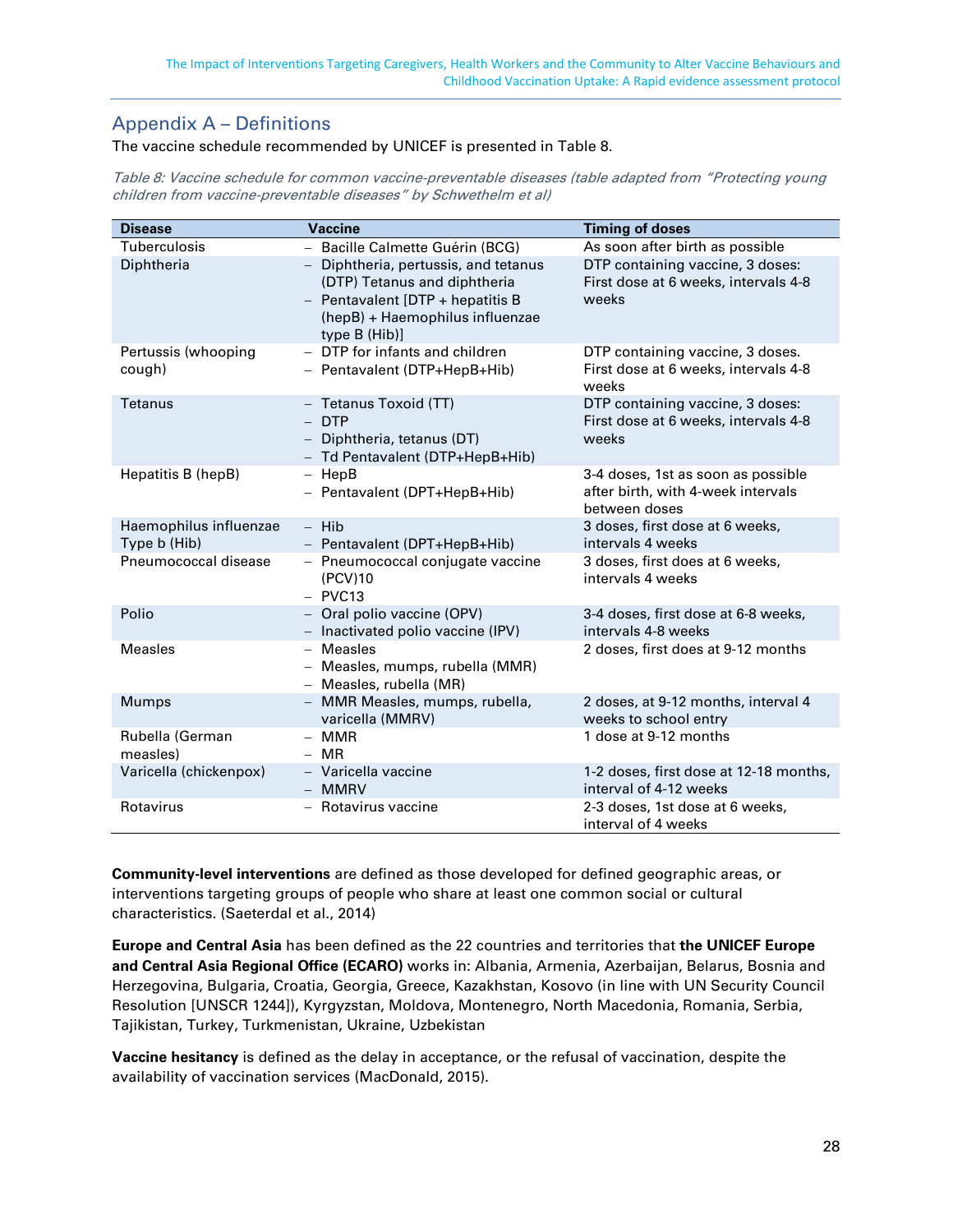## Appendix A – Definitions

The vaccine schedule recommended by UNICEF is presented in Table 8.

*Table 8: Vaccine schedule for common vaccine-preventable diseases (table adapted from "Protecting young children from vaccine-preventable diseases" by Schwethelm et al)*

| Disease | Vaccine | Timing of doses |
|---|---|---|
| Tuberculosis | – Bacille Calmette Guérin (BCG) | As soon after birth as possible |
| Diphtheria | – Diphtheria, pertussis, and tetanus (DTP) Tetanus and diphtheria<br>– Pentavalent [DTP + hepatitis B (hepB) + Haemophilus influenzae type B (Hib)] | DTP containing vaccine, 3 doses: First dose at 6 weeks, intervals 4-8 weeks |
| Pertussis (whooping cough) | – DTP for infants and children<br>– Pentavalent (DTP+HepB+Hib) | DTP containing vaccine, 3 doses. First dose at 6 weeks, intervals 4-8 weeks |
| Tetanus | – Tetanus Toxoid (TT)<br>– DTP<br>– Diphtheria, tetanus (DT)<br>– Td Pentavalent (DTP+HepB+Hib) | DTP containing vaccine, 3 doses: First dose at 6 weeks, intervals 4-8 weeks |
| Hepatitis B (hepB) | – HepB<br>– Pentavalent (DPT+HepB+Hib) | 3-4 doses, 1st as soon as possible after birth, with 4-week intervals between doses |
| Haemophilus influenzae Type b (Hib) | – Hib<br>– Pentavalent (DPT+HepB+Hib) | 3 doses, first dose at 6 weeks, intervals 4 weeks |
| Pneumococcal disease | – Pneumococcal conjugate vaccine (PCV)10<br>– PVC13 | 3 doses, first does at 6 weeks, intervals 4 weeks |
| Polio | – Oral polio vaccine (OPV)<br>– Inactivated polio vaccine (IPV) | 3-4 doses, first dose at 6-8 weeks, intervals 4-8 weeks |
| Measles | – Measles<br>– Measles, mumps, rubella (MMR)<br>– Measles, rubella (MR) | 2 doses, first does at 9-12 months |
| Mumps | – MMR Measles, mumps, rubella, varicella (MMRV) | 2 doses, at 9-12 months, interval 4 weeks to school entry |
| Rubella (German measles) | – MMR<br>– MR | 1 dose at 9-12 months |
| Varicella (chickenpox) | – Varicella vaccine<br>– MMRV | 1-2 doses, first dose at 12-18 months, interval of 4-12 weeks |
| Rotavirus | – Rotavirus vaccine | 2-3 doses, 1st dose at 6 weeks, interval of 4 weeks |

**Community-level interventions** are defined as those developed for defined geographic areas, or interventions targeting groups of people who share at least one common social or cultural characteristics. (Saeterdal et al., 2014)

**Europe and Central Asia** has been defined as the 22 countries and territories that **the UNICEF Europe and Central Asia Regional Office (ECARO)** works in: Albania, Armenia, Azerbaijan, Belarus, Bosnia and Herzegovina, Bulgaria, Croatia, Georgia, Greece, Kazakhstan, Kosovo (in line with UN Security Council Resolution [UNSCR 1244]), Kyrgyzstan, Moldova, Montenegro, North Macedonia, Romania, Serbia, Tajikistan, Turkey, Turkmenistan, Ukraine, Uzbekistan

**Vaccine hesitancy** is defined as the delay in acceptance, or the refusal of vaccination, despite the availability of vaccination services (MacDonald, 2015).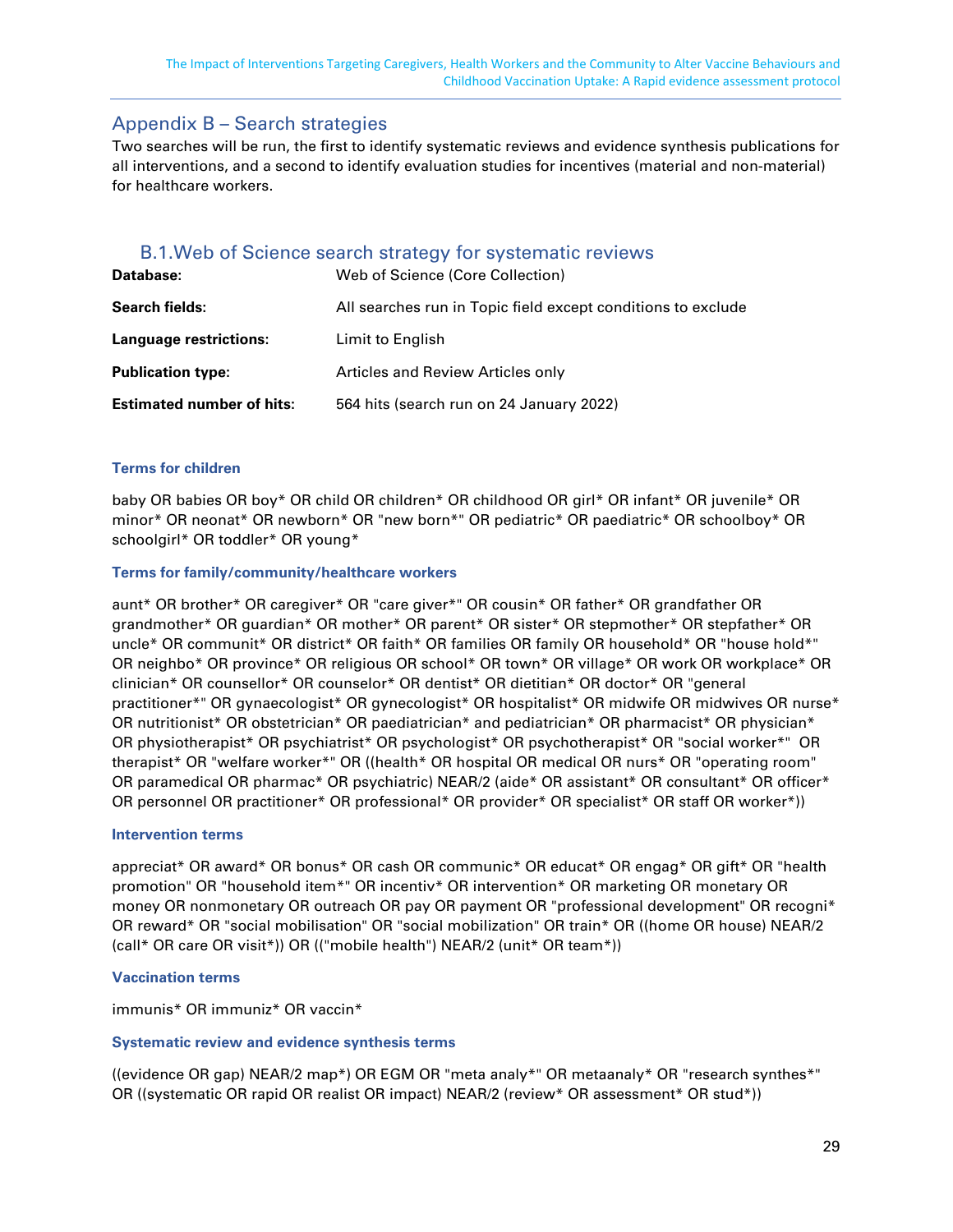## Appendix B – Search strategies

Two searches will be run, the first to identify systematic reviews and evidence synthesis publications for all interventions, and a second to identify evaluation studies for incentives (material and non-material) for healthcare workers.

### B.1.Web of Science search strategy for systematic reviews

| | |
|---|---|
| **Database:** | Web of Science (Core Collection) |
| **Search fields:** | All searches run in Topic field except conditions to exclude |
| **Language restrictions:** | Limit to English |
| **Publication type:** | Articles and Review Articles only |
| **Estimated number of hits:** | 564 hits (search run on 24 January 2022) |

#### Terms for children

baby OR babies OR boy* OR child OR children* OR childhood OR girl* OR infant* OR juvenile* OR minor* OR neonat* OR newborn* OR "new born*" OR pediatric* OR paediatric* OR schoolboy* OR schoolgirl* OR toddler* OR young*

#### Terms for family/community/healthcare workers

aunt* OR brother* OR caregiver* OR "care giver*" OR cousin* OR father* OR grandfather OR grandmother* OR guardian* OR mother* OR parent* OR sister* OR stepmother* OR stepfather* OR uncle* OR communit* OR district* OR faith* OR families OR family OR household* OR "house hold*" OR neighbo* OR province* OR religious OR school* OR town* OR village* OR work OR workplace* OR clinician* OR counsellor* OR counselor* OR dentist* OR dietitian* OR doctor* OR "general practitioner*" OR gynaecologist* OR gynecologist* OR hospitalist* OR midwife OR midwives OR nurse* OR nutritionist* OR obstetrician* OR paediatrician* and pediatrician* OR pharmacist* OR physician* OR physiotherapist* OR psychiatrist* OR psychologist* OR psychotherapist* OR "social worker*" OR therapist* OR "welfare worker*" OR ((health* OR hospital OR medical OR nurs* OR "operating room" OR paramedical OR pharmac* OR psychiatric) NEAR/2 (aide* OR assistant* OR consultant* OR officer* OR personnel OR practitioner* OR professional* OR provider* OR specialist* OR staff OR worker*))

#### Intervention terms

appreciat* OR award* OR bonus* OR cash OR communic* OR educat* OR engag* OR gift* OR "health promotion" OR "household item*" OR incentiv* OR intervention* OR marketing OR monetary OR money OR nonmonetary OR outreach OR pay OR payment OR "professional development" OR recogni* OR reward* OR "social mobilisation" OR "social mobilization" OR train* OR ((home OR house) NEAR/2 (call* OR care OR visit*)) OR (("mobile health") NEAR/2 (unit* OR team*))

#### Vaccination terms

immunis* OR immuniz* OR vaccin*

#### Systematic review and evidence synthesis terms

((evidence OR gap) NEAR/2 map*) OR EGM OR "meta analy*" OR metaanaly* OR "research synthes*" OR ((systematic OR rapid OR realist OR impact) NEAR/2 (review* OR assessment* OR stud*))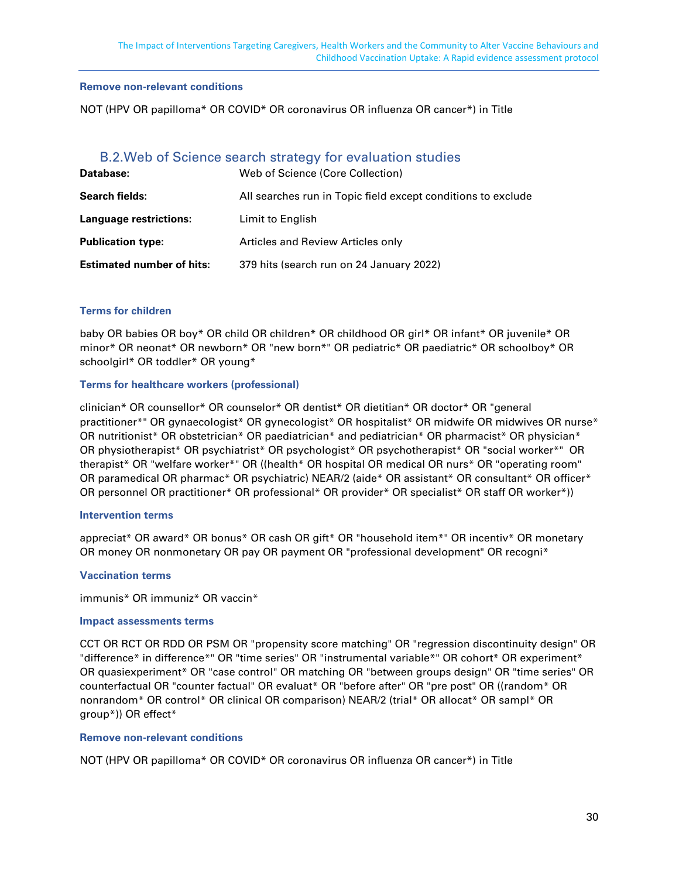#### Remove non-relevant conditions

NOT (HPV OR papilloma* OR COVID* OR coronavirus OR influenza OR cancer*) in Title

## B.2.Web of Science search strategy for evaluation studies

| | |
|---|---|
| **Database:** | Web of Science (Core Collection) |
| **Search fields:** | All searches run in Topic field except conditions to exclude |
| **Language restrictions:** | Limit to English |
| **Publication type:** | Articles and Review Articles only |
| **Estimated number of hits:** | 379 hits (search run on 24 January 2022) |

#### Terms for children

baby OR babies OR boy* OR child OR children* OR childhood OR girl* OR infant* OR juvenile* OR minor* OR neonat* OR newborn* OR "new born*" OR pediatric* OR paediatric* OR schoolboy* OR schoolgirl* OR toddler* OR young*

#### Terms for healthcare workers (professional)

clinician* OR counsellor* OR counselor* OR dentist* OR dietitian* OR doctor* OR "general practitioner*" OR gynaecologist* OR gynecologist* OR hospitalist* OR midwife OR midwives OR nurse* OR nutritionist* OR obstetrician* OR paediatrician* and pediatrician* OR pharmacist* OR physician* OR physiotherapist* OR psychiatrist* OR psychologist* OR psychotherapist* OR "social worker*" OR therapist* OR "welfare worker*" OR ((health* OR hospital OR medical OR nurs* OR "operating room" OR paramedical OR pharmac* OR psychiatric) NEAR/2 (aide* OR assistant* OR consultant* OR officer* OR personnel OR practitioner* OR professional* OR provider* OR specialist* OR staff OR worker*))

#### Intervention terms

appreciat* OR award* OR bonus* OR cash OR gift* OR "household item*" OR incentiv* OR monetary OR money OR nonmonetary OR pay OR payment OR "professional development" OR recogni*

#### Vaccination terms

immunis* OR immuniz* OR vaccin*

#### Impact assessments terms

CCT OR RCT OR RDD OR PSM OR "propensity score matching" OR "regression discontinuity design" OR "difference* in difference*" OR "time series" OR "instrumental variable*" OR cohort* OR experiment* OR quasiexperiment* OR "case control" OR matching OR "between groups design" OR "time series" OR counterfactual OR "counter factual" OR evaluat* OR "before after" OR "pre post" OR ((random* OR nonrandom* OR control* OR clinical OR comparison) NEAR/2 (trial* OR allocat* OR sampl* OR group*)) OR effect*

#### Remove non-relevant conditions

NOT (HPV OR papilloma* OR COVID* OR coronavirus OR influenza OR cancer*) in Title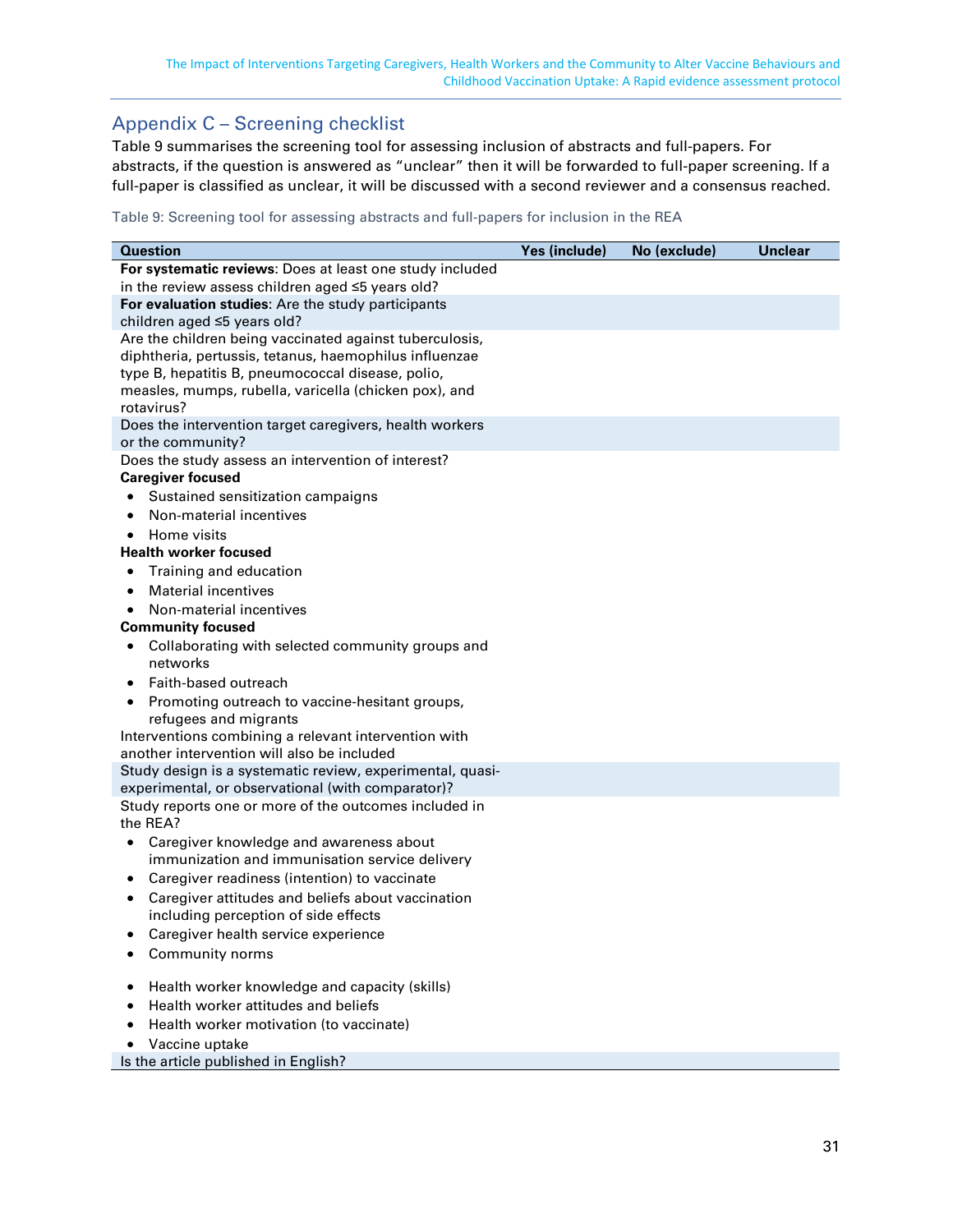## Appendix C – Screening checklist

Table 9 summarises the screening tool for assessing inclusion of abstracts and full-papers. For abstracts, if the question is answered as "unclear" then it will be forwarded to full-paper screening. If a full-paper is classified as unclear, it will be discussed with a second reviewer and a consensus reached.

Table 9: Screening tool for assessing abstracts and full-papers for inclusion in the REA

| Question | Yes (include) | No (exclude) | Unclear |
|---|---|---|---|
| **For systematic reviews**: Does at least one study included in the review assess children aged ≤5 years old? | | | |
| **For evaluation studies**: Are the study participants children aged ≤5 years old? | | | |
| Are the children being vaccinated against tuberculosis, diphtheria, pertussis, tetanus, haemophilus influenzae type B, hepatitis B, pneumococcal disease, polio, measles, mumps, rubella, varicella (chicken pox), and rotavirus? | | | |
| Does the intervention target caregivers, health workers or the community? | | | |
| Does the study assess an intervention of interest?<br>**Caregiver focused**<br>• Sustained sensitization campaigns<br>• Non-material incentives<br>• Home visits<br>**Health worker focused**<br>• Training and education<br>• Material incentives<br>• Non-material incentives<br>**Community focused**<br>• Collaborating with selected community groups and networks<br>• Faith-based outreach<br>• Promoting outreach to vaccine-hesitant groups, refugees and migrants<br>Interventions combining a relevant intervention with another intervention will also be included | | | |
| Study design is a systematic review, experimental, quasi-experimental, or observational (with comparator)? | | | |
| Study reports one or more of the outcomes included in the REA?<br>• Caregiver knowledge and awareness about immunization and immunisation service delivery<br>• Caregiver readiness (intention) to vaccinate<br>• Caregiver attitudes and beliefs about vaccination including perception of side effects<br>• Caregiver health service experience<br>• Community norms<br>• Health worker knowledge and capacity (skills)<br>• Health worker attitudes and beliefs<br>• Health worker motivation (to vaccinate)<br>• Vaccine uptake | | | |
| Is the article published in English? | | | |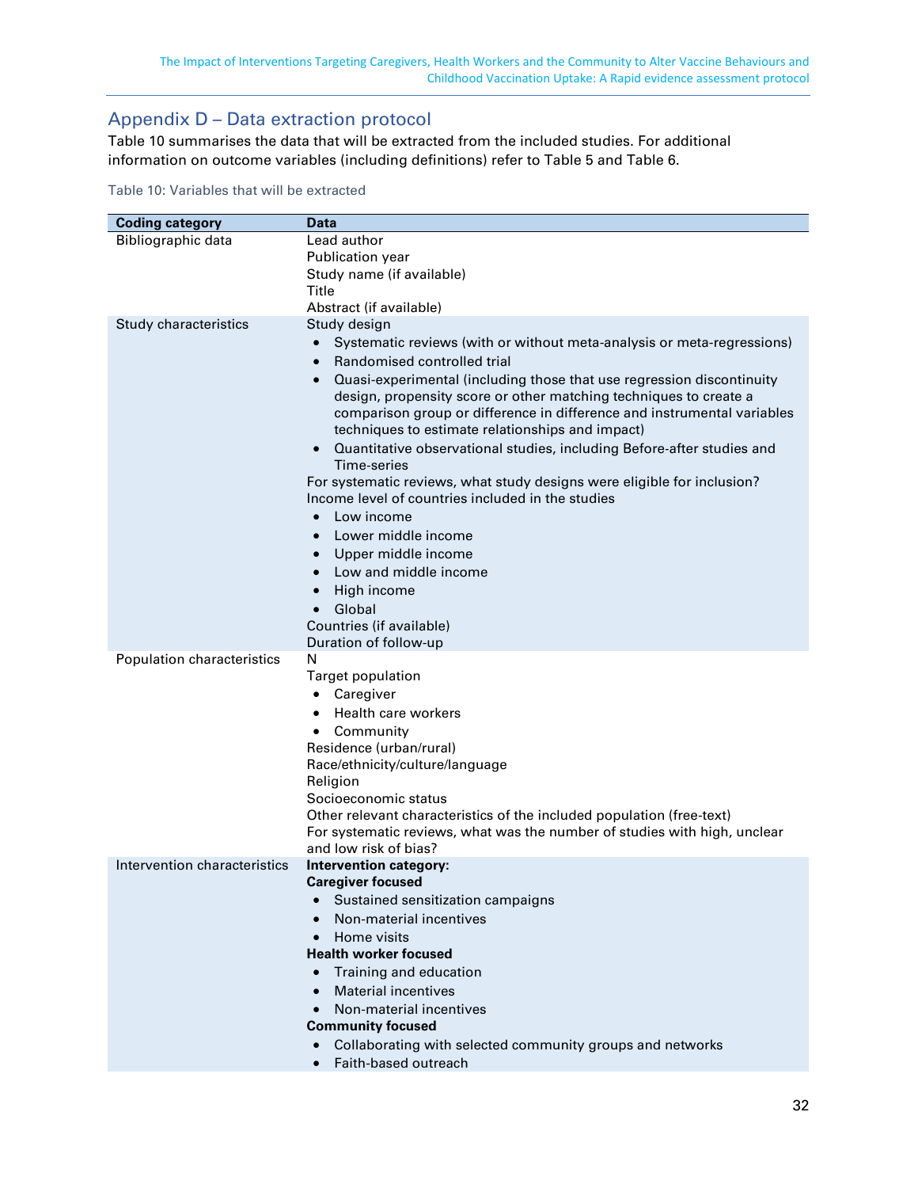## Appendix D – Data extraction protocol

Table 10 summarises the data that will be extracted from the included studies. For additional information on outcome variables (including definitions) refer to Table 5 and Table 6.

Table 10: Variables that will be extracted

| Coding category | Data |
|---|---|
| Bibliographic data | Lead author<br>Publication year<br>Study name (if available)<br>Title<br>Abstract (if available) |
| Study characteristics | Study design<br>• Systematic reviews (with or without meta-analysis or meta-regressions)<br>• Randomised controlled trial<br>• Quasi-experimental (including those that use regression discontinuity design, propensity score or other matching techniques to create a comparison group or difference in difference and instrumental variables techniques to estimate relationships and impact)<br>• Quantitative observational studies, including Before-after studies and Time-series<br>For systematic reviews, what study designs were eligible for inclusion?<br>Income level of countries included in the studies<br>• Low income<br>• Lower middle income<br>• Upper middle income<br>• Low and middle income<br>• High income<br>• Global<br>Countries (if available)<br>Duration of follow-up |
| Population characteristics | N<br>Target population<br>• Caregiver<br>• Health care workers<br>• Community<br>Residence (urban/rural)<br>Race/ethnicity/culture/language<br>Religion<br>Socioeconomic status<br>Other relevant characteristics of the included population (free-text)<br>For systematic reviews, what was the number of studies with high, unclear and low risk of bias? |
| Intervention characteristics | **Intervention category:**<br>**Caregiver focused**<br>• Sustained sensitization campaigns<br>• Non-material incentives<br>• Home visits<br>**Health worker focused**<br>• Training and education<br>• Material incentives<br>• Non-material incentives<br>**Community focused**<br>• Collaborating with selected community groups and networks<br>• Faith-based outreach |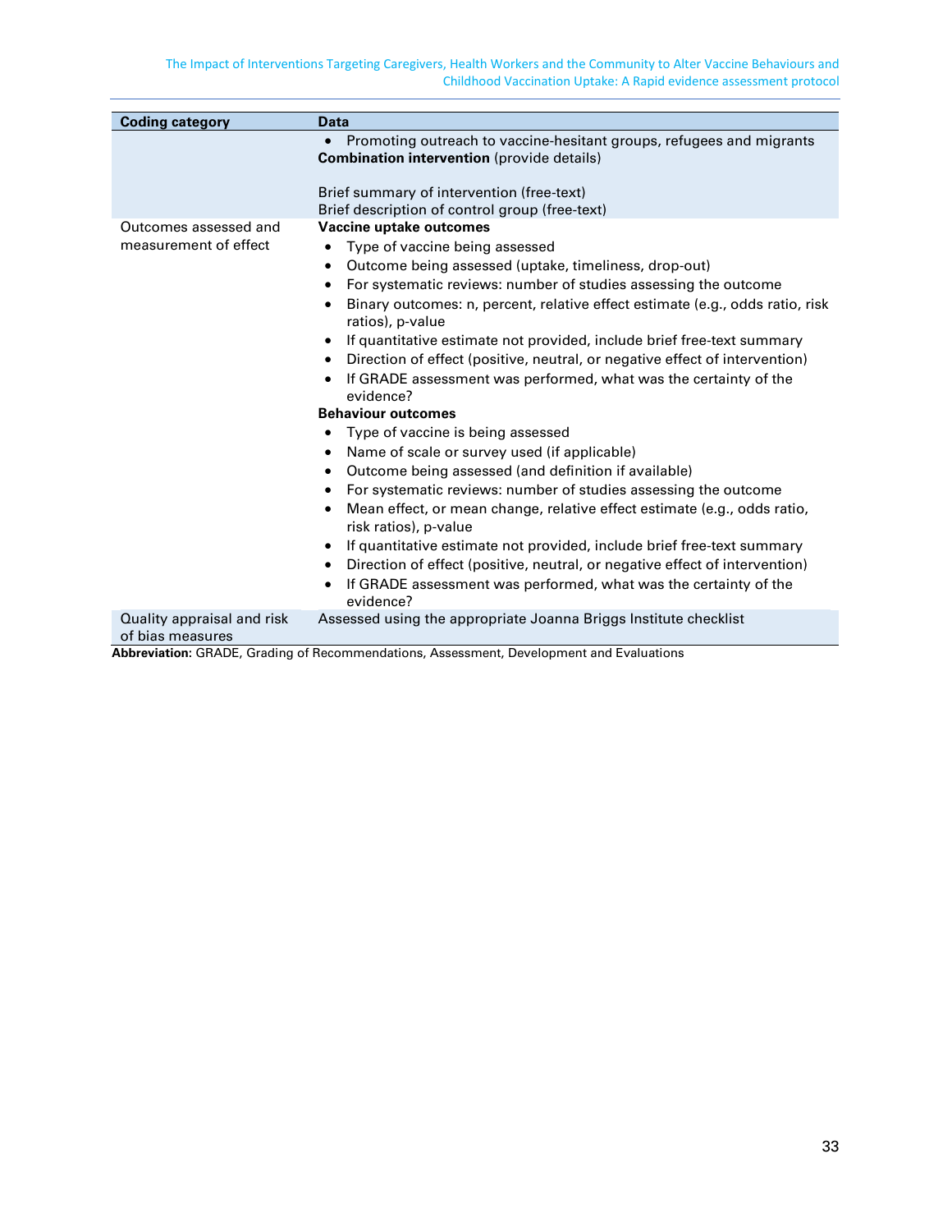| Coding category | Data |
|---|---|
| | • Promoting outreach to vaccine-hesitant groups, refugees and migrants<br>**Combination intervention** (provide details)<br><br>Brief summary of intervention (free-text)<br>Brief description of control group (free-text) |
| Outcomes assessed and measurement of effect | **Vaccine uptake outcomes**<br>• Type of vaccine being assessed<br>• Outcome being assessed (uptake, timeliness, drop-out)<br>• For systematic reviews: number of studies assessing the outcome<br>• Binary outcomes: n, percent, relative effect estimate (e.g., odds ratio, risk ratios), p-value<br>• If quantitative estimate not provided, include brief free-text summary<br>• Direction of effect (positive, neutral, or negative effect of intervention)<br>• If GRADE assessment was performed, what was the certainty of the evidence?<br>**Behaviour outcomes**<br>• Type of vaccine is being assessed<br>• Name of scale or survey used (if applicable)<br>• Outcome being assessed (and definition if available)<br>• For systematic reviews: number of studies assessing the outcome<br>• Mean effect, or mean change, relative effect estimate (e.g., odds ratio, risk ratios), p-value<br>• If quantitative estimate not provided, include brief free-text summary<br>• Direction of effect (positive, neutral, or negative effect of intervention)<br>• If GRADE assessment was performed, what was the certainty of the evidence? |
| Quality appraisal and risk of bias measures | Assessed using the appropriate Joanna Briggs Institute checklist |

**Abbreviation:** GRADE, Grading of Recommendations, Assessment, Development and Evaluations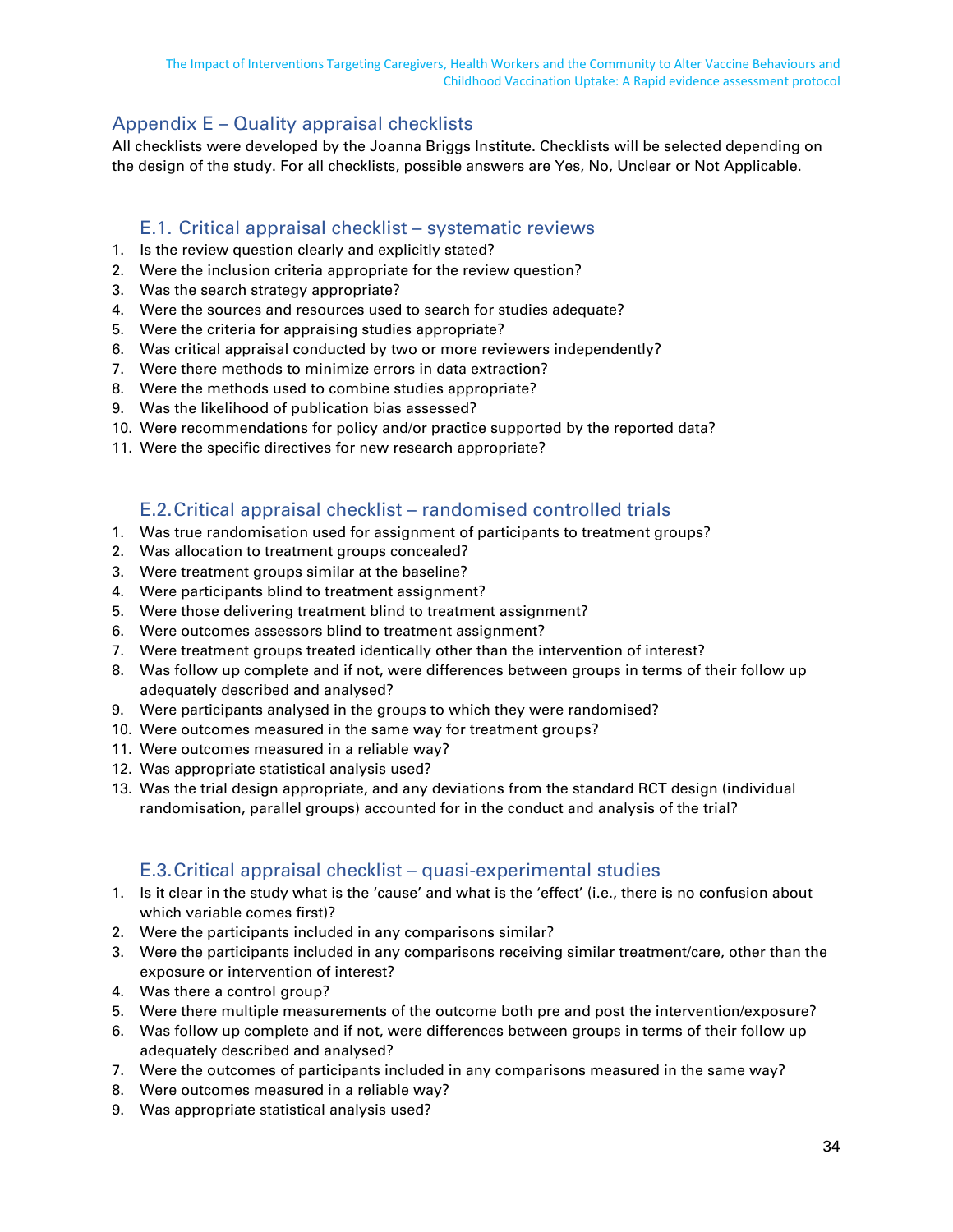## Appendix E – Quality appraisal checklists

All checklists were developed by the Joanna Briggs Institute. Checklists will be selected depending on the design of the study. For all checklists, possible answers are Yes, No, Unclear or Not Applicable.

### E.1. Critical appraisal checklist – systematic reviews

1. Is the review question clearly and explicitly stated?
2. Were the inclusion criteria appropriate for the review question?
3. Was the search strategy appropriate?
4. Were the sources and resources used to search for studies adequate?
5. Were the criteria for appraising studies appropriate?
6. Was critical appraisal conducted by two or more reviewers independently?
7. Were there methods to minimize errors in data extraction?
8. Were the methods used to combine studies appropriate?
9. Was the likelihood of publication bias assessed?
10. Were recommendations for policy and/or practice supported by the reported data?
11. Were the specific directives for new research appropriate?

### E.2. Critical appraisal checklist – randomised controlled trials

1. Was true randomisation used for assignment of participants to treatment groups?
2. Was allocation to treatment groups concealed?
3. Were treatment groups similar at the baseline?
4. Were participants blind to treatment assignment?
5. Were those delivering treatment blind to treatment assignment?
6. Were outcomes assessors blind to treatment assignment?
7. Were treatment groups treated identically other than the intervention of interest?
8. Was follow up complete and if not, were differences between groups in terms of their follow up adequately described and analysed?
9. Were participants analysed in the groups to which they were randomised?
10. Were outcomes measured in the same way for treatment groups?
11. Were outcomes measured in a reliable way?
12. Was appropriate statistical analysis used?
13. Was the trial design appropriate, and any deviations from the standard RCT design (individual randomisation, parallel groups) accounted for in the conduct and analysis of the trial?

### E.3. Critical appraisal checklist – quasi-experimental studies

1. Is it clear in the study what is the 'cause' and what is the 'effect' (i.e., there is no confusion about which variable comes first)?
2. Were the participants included in any comparisons similar?
3. Were the participants included in any comparisons receiving similar treatment/care, other than the exposure or intervention of interest?
4. Was there a control group?
5. Were there multiple measurements of the outcome both pre and post the intervention/exposure?
6. Was follow up complete and if not, were differences between groups in terms of their follow up adequately described and analysed?
7. Were the outcomes of participants included in any comparisons measured in the same way?
8. Were outcomes measured in a reliable way?
9. Was appropriate statistical analysis used?